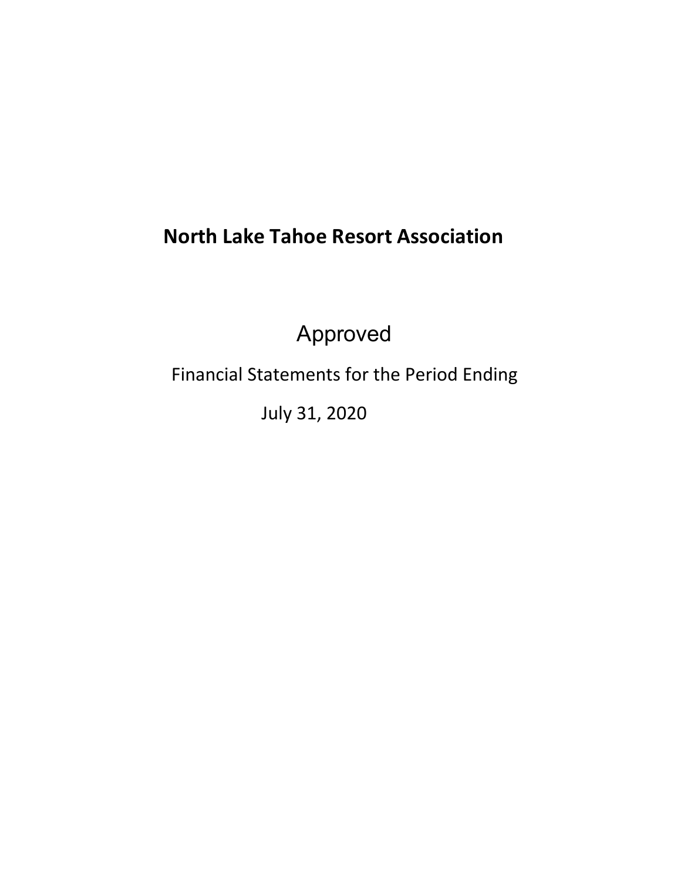# North Lake Tahoe Resort Association

Approved

Financial Statements for the Period Ending

July 31, 2020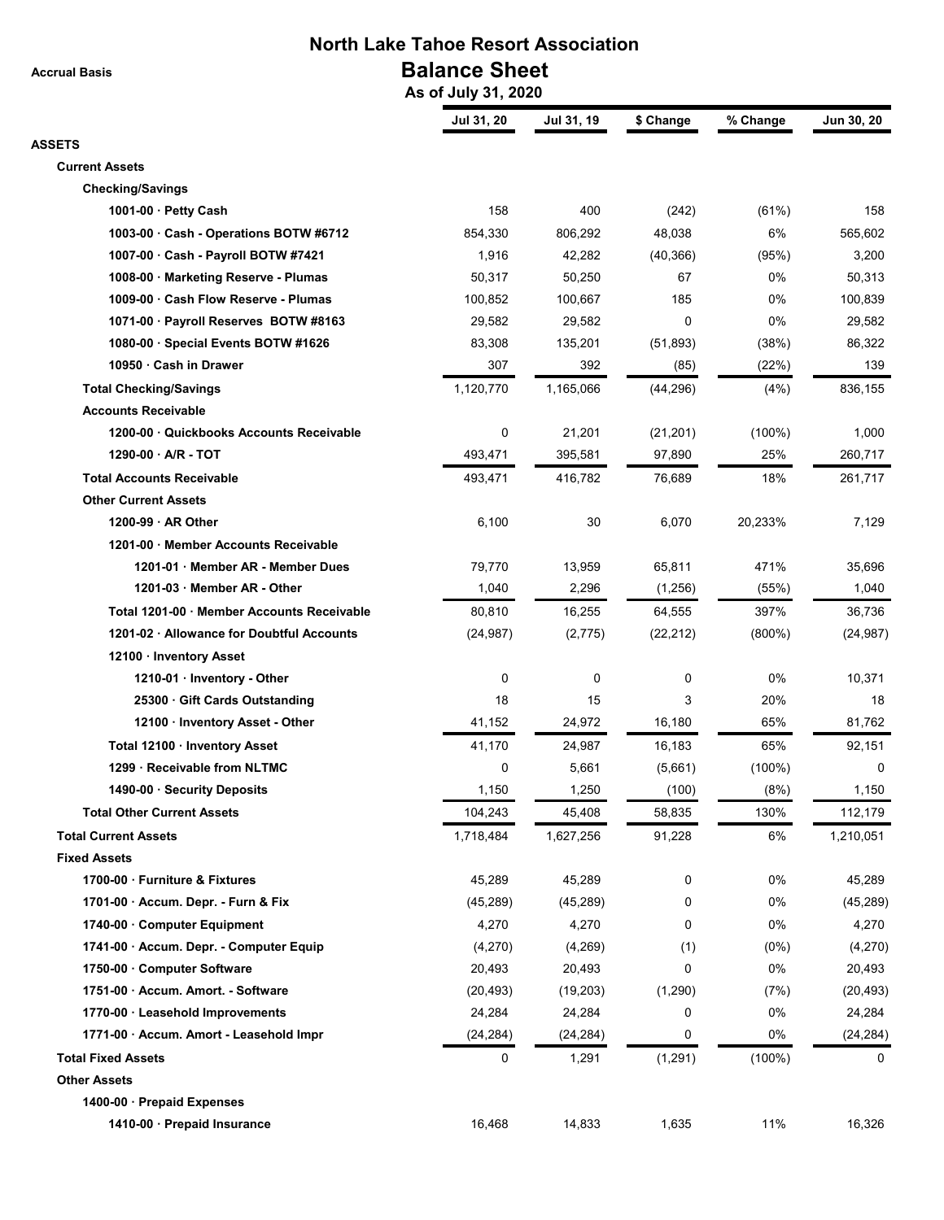# North Lake Tahoe Resort Association

## Balance Sheet

**Accrual Basis**

**As of July 31, 2020**

| | Jul 31, 20 | Jul 31, 19 | $ Change | % Change | Jun 30, 20 |
|---|---|---|---|---|---|
| **ASSETS** | | | | | |
| **Current Assets** | | | | | |
| **Checking/Savings** | | | | | |
| 1001-00 · Petty Cash | 158 | 400 | (242) | (61%) | 158 |
| 1003-00 · Cash - Operations BOTW #6712 | 854,330 | 806,292 | 48,038 | 6% | 565,602 |
| 1007-00 · Cash - Payroll BOTW #7421 | 1,916 | 42,282 | (40,366) | (95%) | 3,200 |
| 1008-00 · Marketing Reserve - Plumas | 50,317 | 50,250 | 67 | 0% | 50,313 |
| 1009-00 · Cash Flow Reserve - Plumas | 100,852 | 100,667 | 185 | 0% | 100,839 |
| 1071-00 · Payroll Reserves BOTW #8163 | 29,582 | 29,582 | 0 | 0% | 29,582 |
| 1080-00 · Special Events BOTW #1626 | 83,308 | 135,201 | (51,893) | (38%) | 86,322 |
| 10950 · Cash in Drawer | 307 | 392 | (85) | (22%) | 139 |
| **Total Checking/Savings** | 1,120,770 | 1,165,066 | (44,296) | (4%) | 836,155 |
| **Accounts Receivable** | | | | | |
| 1200-00 · Quickbooks Accounts Receivable | 0 | 21,201 | (21,201) | (100%) | 1,000 |
| 1290-00 · A/R - TOT | 493,471 | 395,581 | 97,890 | 25% | 260,717 |
| **Total Accounts Receivable** | 493,471 | 416,782 | 76,689 | 18% | 261,717 |
| **Other Current Assets** | | | | | |
| 1200-99 · AR Other | 6,100 | 30 | 6,070 | 20,233% | 7,129 |
| 1201-00 · Member Accounts Receivable | | | | | |
| 1201-01 · Member AR - Member Dues | 79,770 | 13,959 | 65,811 | 471% | 35,696 |
| 1201-03 · Member AR - Other | 1,040 | 2,296 | (1,256) | (55%) | 1,040 |
| Total 1201-00 · Member Accounts Receivable | 80,810 | 16,255 | 64,555 | 397% | 36,736 |
| 1201-02 · Allowance for Doubtful Accounts | (24,987) | (2,775) | (22,212) | (800%) | (24,987) |
| 12100 · Inventory Asset | | | | | |
| 1210-01 · Inventory - Other | 0 | 0 | 0 | 0% | 10,371 |
| 25300 · Gift Cards Outstanding | 18 | 15 | 3 | 20% | 18 |
| 12100 · Inventory Asset - Other | 41,152 | 24,972 | 16,180 | 65% | 81,762 |
| Total 12100 · Inventory Asset | 41,170 | 24,987 | 16,183 | 65% | 92,151 |
| 1299 · Receivable from NLTMC | 0 | 5,661 | (5,661) | (100%) | 0 |
| 1490-00 · Security Deposits | 1,150 | 1,250 | (100) | (8%) | 1,150 |
| **Total Other Current Assets** | 104,243 | 45,408 | 58,835 | 130% | 112,179 |
| **Total Current Assets** | 1,718,484 | 1,627,256 | 91,228 | 6% | 1,210,051 |
| **Fixed Assets** | | | | | |
| 1700-00 · Furniture & Fixtures | 45,289 | 45,289 | 0 | 0% | 45,289 |
| 1701-00 · Accum. Depr. - Furn & Fix | (45,289) | (45,289) | 0 | 0% | (45,289) |
| 1740-00 · Computer Equipment | 4,270 | 4,270 | 0 | 0% | 4,270 |
| 1741-00 · Accum. Depr. - Computer Equip | (4,270) | (4,269) | (1) | (0%) | (4,270) |
| 1750-00 · Computer Software | 20,493 | 20,493 | 0 | 0% | 20,493 |
| 1751-00 · Accum. Amort. - Software | (20,493) | (19,203) | (1,290) | (7%) | (20,493) |
| 1770-00 · Leasehold Improvements | 24,284 | 24,284 | 0 | 0% | 24,284 |
| 1771-00 · Accum. Amort - Leasehold Impr | (24,284) | (24,284) | 0 | 0% | (24,284) |
| **Total Fixed Assets** | 0 | 1,291 | (1,291) | (100%) | 0 |
| **Other Assets** | | | | | |
| 1400-00 · Prepaid Expenses | | | | | |
| 1410-00 · Prepaid Insurance | 16,468 | 14,833 | 1,635 | 11% | 16,326 |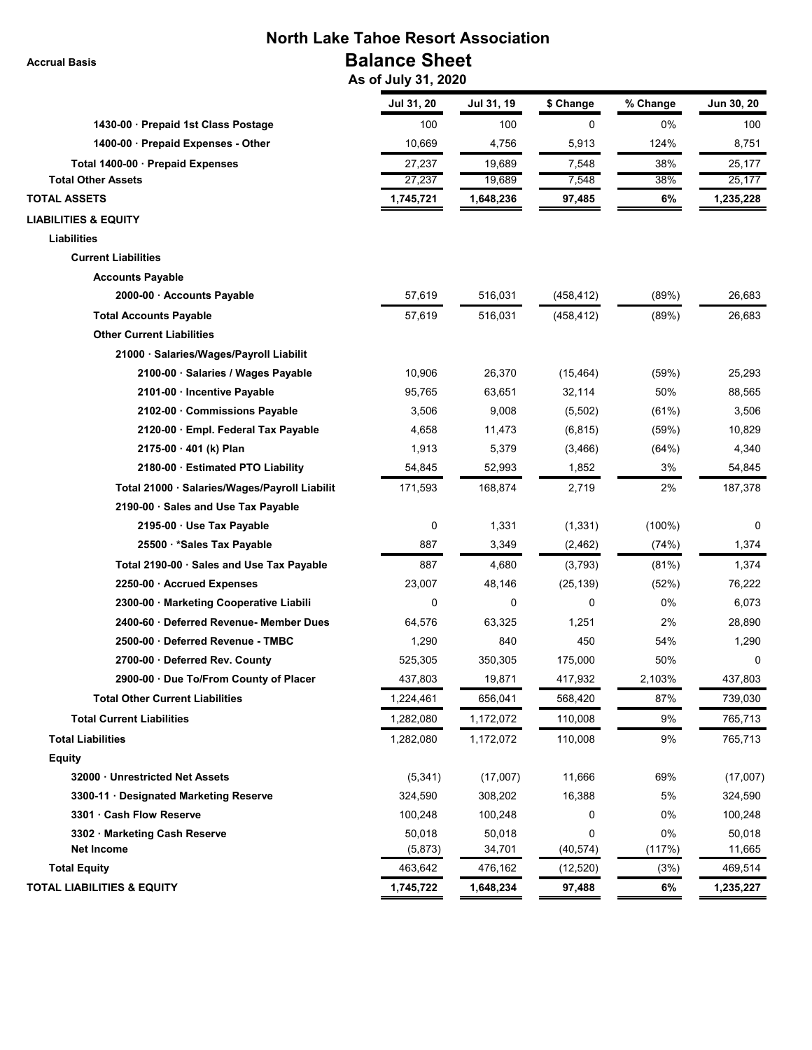# North Lake Tahoe Resort Association

## Balance Sheet

**Accrual Basis**

**As of July 31, 2020**

| | Jul 31, 20 | Jul 31, 19 | $ Change | % Change | Jun 30, 20 |
|---|---|---|---|---|---|
| 1430-00 · Prepaid 1st Class Postage | 100 | 100 | 0 | 0% | 100 |
| 1400-00 · Prepaid Expenses - Other | 10,669 | 4,756 | 5,913 | 124% | 8,751 |
| Total 1400-00 · Prepaid Expenses | 27,237 | 19,689 | 7,548 | 38% | 25,177 |
| Total Other Assets | 27,237 | 19,689 | 7,548 | 38% | 25,177 |
| **TOTAL ASSETS** | **1,745,721** | **1,648,236** | **97,485** | **6%** | **1,235,228** |
| **LIABILITIES & EQUITY** | | | | | |
| Liabilities | | | | | |
| Current Liabilities | | | | | |
| Accounts Payable | | | | | |
| 2000-00 · Accounts Payable | 57,619 | 516,031 | (458,412) | (89%) | 26,683 |
| Total Accounts Payable | 57,619 | 516,031 | (458,412) | (89%) | 26,683 |
| Other Current Liabilities | | | | | |
| 21000 · Salaries/Wages/Payroll Liabilit | | | | | |
| 2100-00 · Salaries / Wages Payable | 10,906 | 26,370 | (15,464) | (59%) | 25,293 |
| 2101-00 · Incentive Payable | 95,765 | 63,651 | 32,114 | 50% | 88,565 |
| 2102-00 · Commissions Payable | 3,506 | 9,008 | (5,502) | (61%) | 3,506 |
| 2120-00 · Empl. Federal Tax Payable | 4,658 | 11,473 | (6,815) | (59%) | 10,829 |
| 2175-00 · 401 (k) Plan | 1,913 | 5,379 | (3,466) | (64%) | 4,340 |
| 2180-00 · Estimated PTO Liability | 54,845 | 52,993 | 1,852 | 3% | 54,845 |
| Total 21000 · Salaries/Wages/Payroll Liabilit | 171,593 | 168,874 | 2,719 | 2% | 187,378 |
| 2190-00 · Sales and Use Tax Payable | | | | | |
| 2195-00 · Use Tax Payable | 0 | 1,331 | (1,331) | (100%) | 0 |
| 25500 · *Sales Tax Payable | 887 | 3,349 | (2,462) | (74%) | 1,374 |
| Total 2190-00 · Sales and Use Tax Payable | 887 | 4,680 | (3,793) | (81%) | 1,374 |
| 2250-00 · Accrued Expenses | 23,007 | 48,146 | (25,139) | (52%) | 76,222 |
| 2300-00 · Marketing Cooperative Liabili | 0 | 0 | 0 | 0% | 6,073 |
| 2400-60 · Deferred Revenue- Member Dues | 64,576 | 63,325 | 1,251 | 2% | 28,890 |
| 2500-00 · Deferred Revenue - TMBC | 1,290 | 840 | 450 | 54% | 1,290 |
| 2700-00 · Deferred Rev. County | 525,305 | 350,305 | 175,000 | 50% | 0 |
| 2900-00 · Due To/From County of Placer | 437,803 | 19,871 | 417,932 | 2,103% | 437,803 |
| Total Other Current Liabilities | 1,224,461 | 656,041 | 568,420 | 87% | 739,030 |
| Total Current Liabilities | 1,282,080 | 1,172,072 | 110,008 | 9% | 765,713 |
| Total Liabilities | 1,282,080 | 1,172,072 | 110,008 | 9% | 765,713 |
| Equity | | | | | |
| 32000 · Unrestricted Net Assets | (5,341) | (17,007) | 11,666 | 69% | (17,007) |
| 3300-11 · Designated Marketing Reserve | 324,590 | 308,202 | 16,388 | 5% | 324,590 |
| 3301 · Cash Flow Reserve | 100,248 | 100,248 | 0 | 0% | 100,248 |
| 3302 · Marketing Cash Reserve | 50,018 | 50,018 | 0 | 0% | 50,018 |
| Net Income | (5,873) | 34,701 | (40,574) | (117%) | 11,665 |
| Total Equity | 463,642 | 476,162 | (12,520) | (3%) | 469,514 |
| **TOTAL LIABILITIES & EQUITY** | **1,745,722** | **1,648,234** | **97,488** | **6%** | **1,235,227** |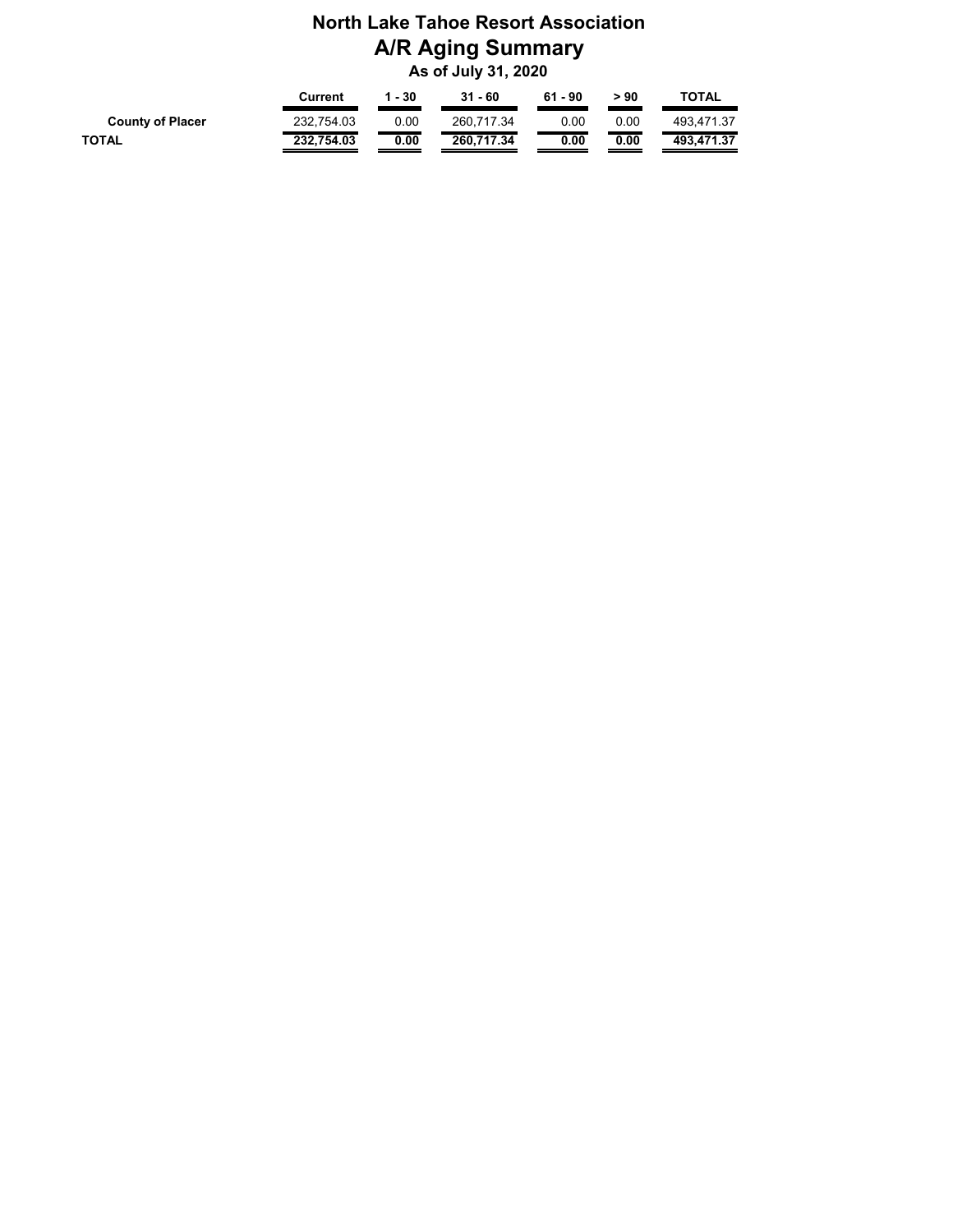# North Lake Tahoe Resort Association

## A/R Aging Summary

### As of July 31, 2020

| | Current | 1 - 30 | 31 - 60 | 61 - 90 | > 90 | TOTAL |
|---|---|---|---|---|---|---|
| **County of Placer** | 232,754.03 | 0.00 | 260,717.34 | 0.00 | 0.00 | 493,471.37 |
| **TOTAL** | **232,754.03** | **0.00** | **260,717.34** | **0.00** | **0.00** | **493,471.37** |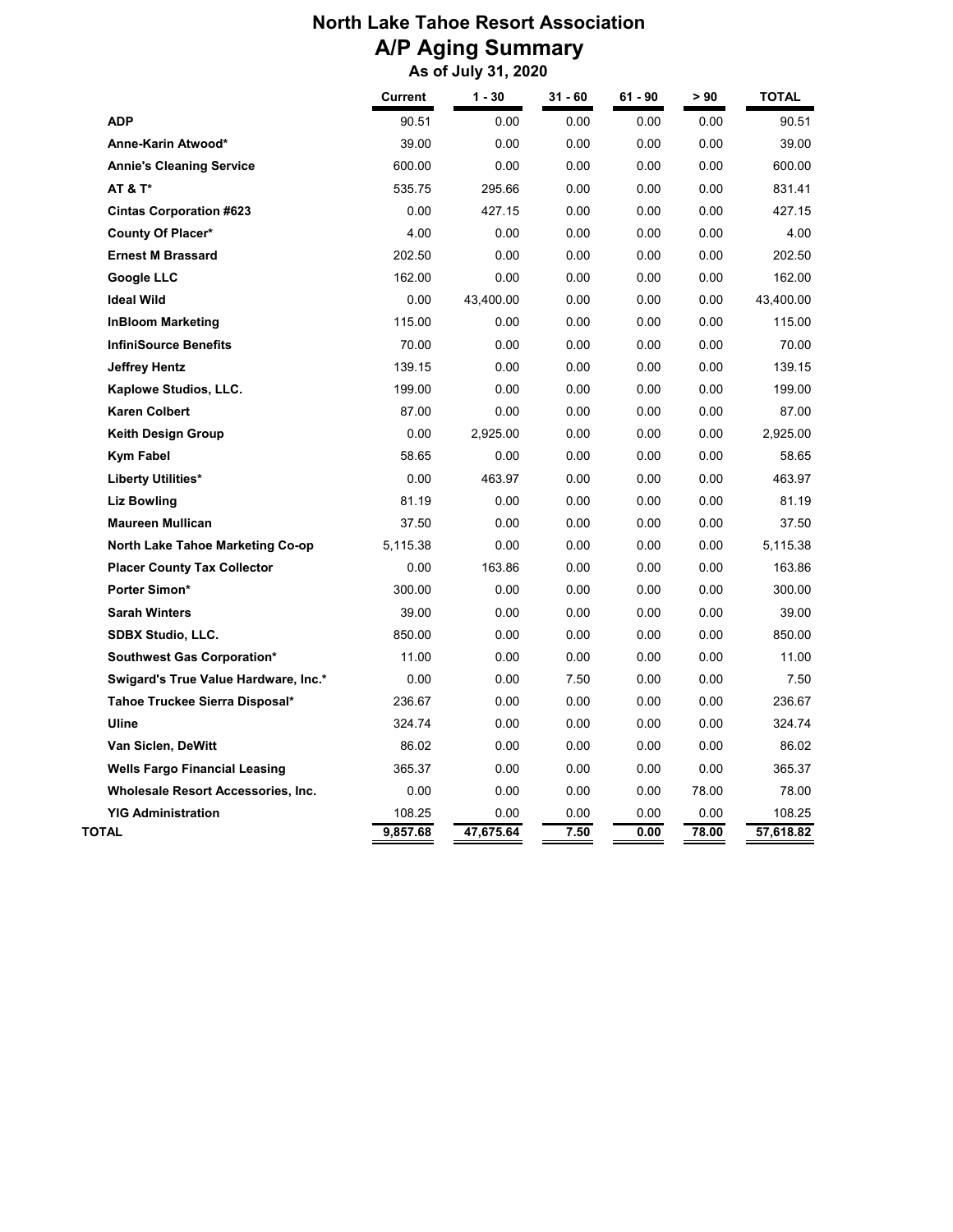# North Lake Tahoe Resort Association

## A/P Aging Summary

### As of July 31, 2020

| | Current | 1 - 30 | 31 - 60 | 61 - 90 | > 90 | TOTAL |
|---|---|---|---|---|---|---|
| **ADP** | 90.51 | 0.00 | 0.00 | 0.00 | 0.00 | 90.51 |
| **Anne-Karin Atwood*** | 39.00 | 0.00 | 0.00 | 0.00 | 0.00 | 39.00 |
| **Annie's Cleaning Service** | 600.00 | 0.00 | 0.00 | 0.00 | 0.00 | 600.00 |
| **AT & T*** | 535.75 | 295.66 | 0.00 | 0.00 | 0.00 | 831.41 |
| **Cintas Corporation #623** | 0.00 | 427.15 | 0.00 | 0.00 | 0.00 | 427.15 |
| **County Of Placer*** | 4.00 | 0.00 | 0.00 | 0.00 | 0.00 | 4.00 |
| **Ernest M Brassard** | 202.50 | 0.00 | 0.00 | 0.00 | 0.00 | 202.50 |
| **Google LLC** | 162.00 | 0.00 | 0.00 | 0.00 | 0.00 | 162.00 |
| **Ideal Wild** | 0.00 | 43,400.00 | 0.00 | 0.00 | 0.00 | 43,400.00 |
| **InBloom Marketing** | 115.00 | 0.00 | 0.00 | 0.00 | 0.00 | 115.00 |
| **InfiniSource Benefits** | 70.00 | 0.00 | 0.00 | 0.00 | 0.00 | 70.00 |
| **Jeffrey Hentz** | 139.15 | 0.00 | 0.00 | 0.00 | 0.00 | 139.15 |
| **Kaplowe Studios, LLC.** | 199.00 | 0.00 | 0.00 | 0.00 | 0.00 | 199.00 |
| **Karen Colbert** | 87.00 | 0.00 | 0.00 | 0.00 | 0.00 | 87.00 |
| **Keith Design Group** | 0.00 | 2,925.00 | 0.00 | 0.00 | 0.00 | 2,925.00 |
| **Kym Fabel** | 58.65 | 0.00 | 0.00 | 0.00 | 0.00 | 58.65 |
| **Liberty Utilities*** | 0.00 | 463.97 | 0.00 | 0.00 | 0.00 | 463.97 |
| **Liz Bowling** | 81.19 | 0.00 | 0.00 | 0.00 | 0.00 | 81.19 |
| **Maureen Mullican** | 37.50 | 0.00 | 0.00 | 0.00 | 0.00 | 37.50 |
| **North Lake Tahoe Marketing Co-op** | 5,115.38 | 0.00 | 0.00 | 0.00 | 0.00 | 5,115.38 |
| **Placer County Tax Collector** | 0.00 | 163.86 | 0.00 | 0.00 | 0.00 | 163.86 |
| **Porter Simon*** | 300.00 | 0.00 | 0.00 | 0.00 | 0.00 | 300.00 |
| **Sarah Winters** | 39.00 | 0.00 | 0.00 | 0.00 | 0.00 | 39.00 |
| **SDBX Studio, LLC.** | 850.00 | 0.00 | 0.00 | 0.00 | 0.00 | 850.00 |
| **Southwest Gas Corporation*** | 11.00 | 0.00 | 0.00 | 0.00 | 0.00 | 11.00 |
| **Swigard's True Value Hardware, Inc.*** | 0.00 | 0.00 | 7.50 | 0.00 | 0.00 | 7.50 |
| **Tahoe Truckee Sierra Disposal*** | 236.67 | 0.00 | 0.00 | 0.00 | 0.00 | 236.67 |
| **Uline** | 324.74 | 0.00 | 0.00 | 0.00 | 0.00 | 324.74 |
| **Van Siclen, DeWitt** | 86.02 | 0.00 | 0.00 | 0.00 | 0.00 | 86.02 |
| **Wells Fargo Financial Leasing** | 365.37 | 0.00 | 0.00 | 0.00 | 0.00 | 365.37 |
| **Wholesale Resort Accessories, Inc.** | 0.00 | 0.00 | 0.00 | 0.00 | 78.00 | 78.00 |
| **YIG Administration** | 108.25 | 0.00 | 0.00 | 0.00 | 0.00 | 108.25 |
| **TOTAL** | **9,857.68** | **47,675.64** | **7.50** | **0.00** | **78.00** | **57,618.82** |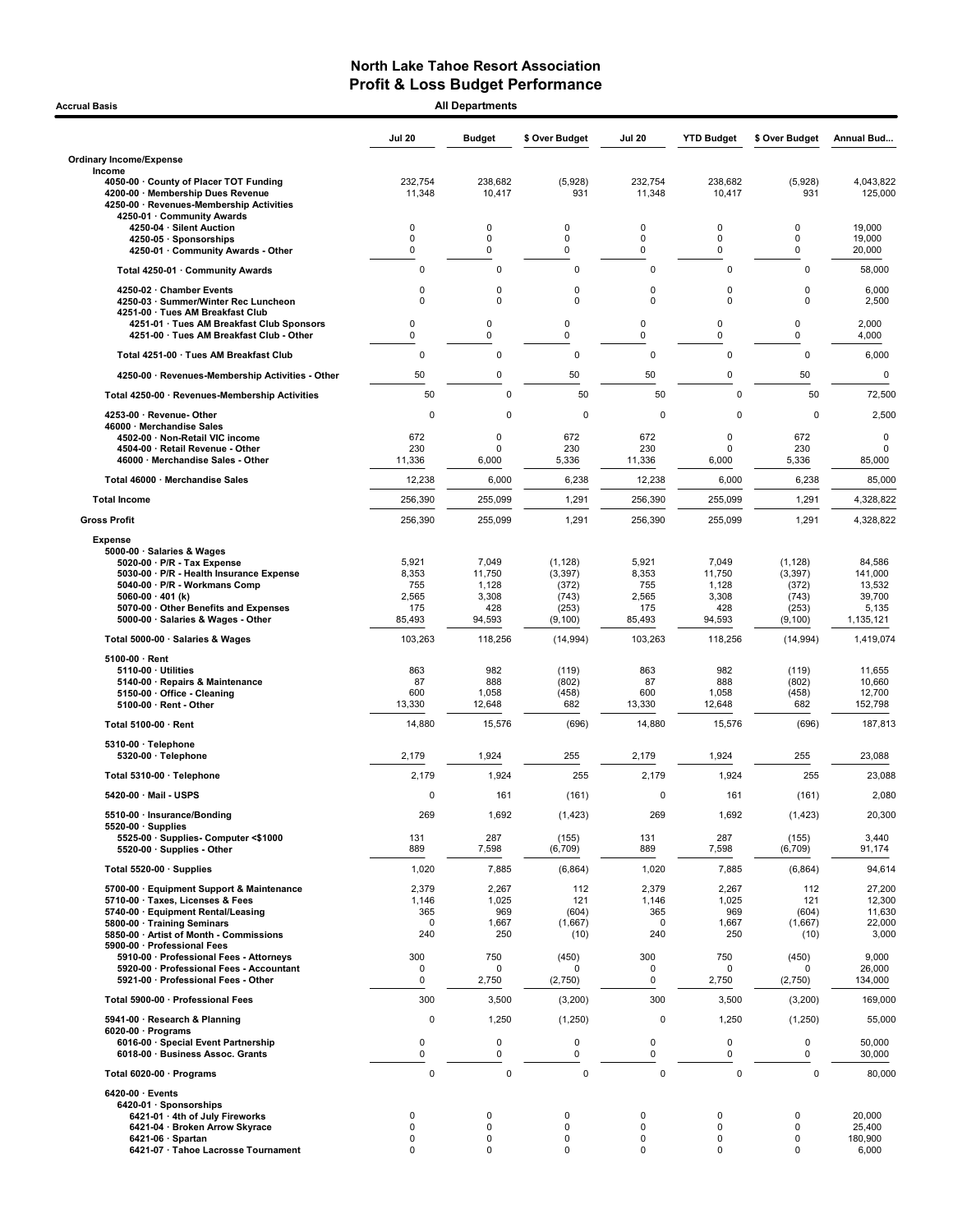# North Lake Tahoe Resort Association
## Profit & Loss Budget Performance

**Accrual Basis** — **All Departments**

| | Jul 20 | Budget | $ Over Budget | Jul 20 | YTD Budget | $ Over Budget | Annual Bud... |
|---|---|---|---|---|---|---|---|
| **Ordinary Income/Expense** | | | | | | | |
| **Income** | | | | | | | |
| 4050-00 · County of Placer TOT Funding | 232,754 | 238,682 | (5,928) | 232,754 | 238,682 | (5,928) | 4,043,822 |
| 4200-00 · Membership Dues Revenue | 11,348 | 10,417 | 931 | 11,348 | 10,417 | 931 | 125,000 |
| 4250-00 · Revenues-Membership Activities | | | | | | | |
| 4250-01 · Community Awards | | | | | | | |
| 4250-04 · Silent Auction | 0 | 0 | 0 | 0 | 0 | 0 | 19,000 |
| 4250-05 · Sponsorships | 0 | 0 | 0 | 0 | 0 | 0 | 19,000 |
| 4250-01 · Community Awards - Other | 0 | 0 | 0 | 0 | 0 | 0 | 20,000 |
| Total 4250-01 · Community Awards | 0 | 0 | 0 | 0 | 0 | 0 | 58,000 |
| 4250-02 · Chamber Events | 0 | 0 | 0 | 0 | 0 | 0 | 6,000 |
| 4250-03 · Summer/Winter Rec Luncheon | 0 | 0 | 0 | 0 | 0 | 0 | 2,500 |
| 4251-00 · Tues AM Breakfast Club | | | | | | | |
| 4251-01 · Tues AM Breakfast Club Sponsors | 0 | 0 | 0 | 0 | 0 | 0 | 2,000 |
| 4251-00 · Tues AM Breakfast Club - Other | 0 | 0 | 0 | 0 | 0 | 0 | 4,000 |
| Total 4251-00 · Tues AM Breakfast Club | 0 | 0 | 0 | 0 | 0 | 0 | 6,000 |
| 4250-00 · Revenues-Membership Activities - Other | 50 | 0 | 50 | 50 | 0 | 50 | 0 |
| Total 4250-00 · Revenues-Membership Activities | 50 | 0 | 50 | 50 | 0 | 50 | 72,500 |
| 4253-00 · Revenue- Other | 0 | 0 | 0 | 0 | 0 | 0 | 2,500 |
| 46000 · Merchandise Sales | | | | | | | |
| 4502-00 · Non-Retail VIC income | 672 | 0 | 672 | 672 | 0 | 672 | 0 |
| 4504-00 · Retail Revenue - Other | 230 | 0 | 230 | 230 | 0 | 230 | 0 |
| 46000 · Merchandise Sales - Other | 11,336 | 6,000 | 5,336 | 11,336 | 6,000 | 5,336 | 85,000 |
| Total 46000 · Merchandise Sales | 12,238 | 6,000 | 6,238 | 12,238 | 6,000 | 6,238 | 85,000 |
| **Total Income** | 256,390 | 255,099 | 1,291 | 256,390 | 255,099 | 1,291 | 4,328,822 |
| **Gross Profit** | 256,390 | 255,099 | 1,291 | 256,390 | 255,099 | 1,291 | 4,328,822 |
| **Expense** | | | | | | | |
| 5000-00 · Salaries & Wages | | | | | | | |
| 5020-00 · P/R - Tax Expense | 5,921 | 7,049 | (1,128) | 5,921 | 7,049 | (1,128) | 84,586 |
| 5030-00 · P/R - Health Insurance Expense | 8,353 | 11,750 | (3,397) | 8,353 | 11,750 | (3,397) | 141,000 |
| 5040-00 · P/R - Workmans Comp | 755 | 1,128 | (372) | 755 | 1,128 | (372) | 13,532 |
| 5060-00 · 401 (k) | 2,565 | 3,308 | (743) | 2,565 | 3,308 | (743) | 39,700 |
| 5070-00 · Other Benefits and Expenses | 175 | 428 | (253) | 175 | 428 | (253) | 5,135 |
| 5000-00 · Salaries & Wages - Other | 85,493 | 94,593 | (9,100) | 85,493 | 94,593 | (9,100) | 1,135,121 |
| Total 5000-00 · Salaries & Wages | 103,263 | 118,256 | (14,994) | 103,263 | 118,256 | (14,994) | 1,419,074 |
| 5100-00 · Rent | | | | | | | |
| 5110-00 · Utilities | 863 | 982 | (119) | 863 | 982 | (119) | 11,655 |
| 5140-00 · Repairs & Maintenance | 87 | 888 | (802) | 87 | 888 | (802) | 10,660 |
| 5150-00 · Office - Cleaning | 600 | 1,058 | (458) | 600 | 1,058 | (458) | 12,700 |
| 5100-00 · Rent - Other | 13,330 | 12,648 | 682 | 13,330 | 12,648 | 682 | 152,798 |
| Total 5100-00 · Rent | 14,880 | 15,576 | (696) | 14,880 | 15,576 | (696) | 187,813 |
| 5310-00 · Telephone | | | | | | | |
| 5320-00 · Telephone | 2,179 | 1,924 | 255 | 2,179 | 1,924 | 255 | 23,088 |
| Total 5310-00 · Telephone | 2,179 | 1,924 | 255 | 2,179 | 1,924 | 255 | 23,088 |
| 5420-00 · Mail - USPS | 0 | 161 | (161) | 0 | 161 | (161) | 2,080 |
| 5510-00 · Insurance/Bonding | 269 | 1,692 | (1,423) | 269 | 1,692 | (1,423) | 20,300 |
| 5520-00 · Supplies | | | | | | | |
| 5525-00 · Supplies- Computer <$1000 | 131 | 287 | (155) | 131 | 287 | (155) | 3,440 |
| 5520-00 · Supplies - Other | 889 | 7,598 | (6,709) | 889 | 7,598 | (6,709) | 91,174 |
| Total 5520-00 · Supplies | 1,020 | 7,885 | (6,864) | 1,020 | 7,885 | (6,864) | 94,614 |
| 5700-00 · Equipment Support & Maintenance | 2,379 | 2,267 | 112 | 2,379 | 2,267 | 112 | 27,200 |
| 5710-00 · Taxes, Licenses & Fees | 1,146 | 1,025 | 121 | 1,146 | 1,025 | 121 | 12,300 |
| 5740-00 · Equipment Rental/Leasing | 365 | 969 | (604) | 365 | 969 | (604) | 11,630 |
| 5800-00 · Training Seminars | 0 | 1,667 | (1,667) | 0 | 1,667 | (1,667) | 22,000 |
| 5850-00 · Artist of Month - Commissions | 240 | 250 | (10) | 240 | 250 | (10) | 3,000 |
| 5900-00 · Professional Fees | | | | | | | |
| 5910-00 · Professional Fees - Attorneys | 300 | 750 | (450) | 300 | 750 | (450) | 9,000 |
| 5920-00 · Professional Fees - Accountant | 0 | 0 | 0 | 0 | 0 | 0 | 26,000 |
| 5921-00 · Professional Fees - Other | 0 | 2,750 | (2,750) | 0 | 2,750 | (2,750) | 134,000 |
| Total 5900-00 · Professional Fees | 300 | 3,500 | (3,200) | 300 | 3,500 | (3,200) | 169,000 |
| 5941-00 · Research & Planning | 0 | 1,250 | (1,250) | 0 | 1,250 | (1,250) | 55,000 |
| 6020-00 · Programs | | | | | | | |
| 6016-00 · Special Event Partnership | 0 | 0 | 0 | 0 | 0 | 0 | 50,000 |
| 6018-00 · Business Assoc. Grants | 0 | 0 | 0 | 0 | 0 | 0 | 30,000 |
| Total 6020-00 · Programs | 0 | 0 | 0 | 0 | 0 | 0 | 80,000 |
| 6420-00 · Events | | | | | | | |
| 6420-01 · Sponsorships | | | | | | | |
| 6421-01 · 4th of July Fireworks | 0 | 0 | 0 | 0 | 0 | 0 | 20,000 |
| 6421-04 · Broken Arrow Skyrace | 0 | 0 | 0 | 0 | 0 | 0 | 25,400 |
| 6421-06 · Spartan | 0 | 0 | 0 | 0 | 0 | 0 | 180,900 |
| 6421-07 · Tahoe Lacrosse Tournament | 0 | 0 | 0 | 0 | 0 | 0 | 6,000 |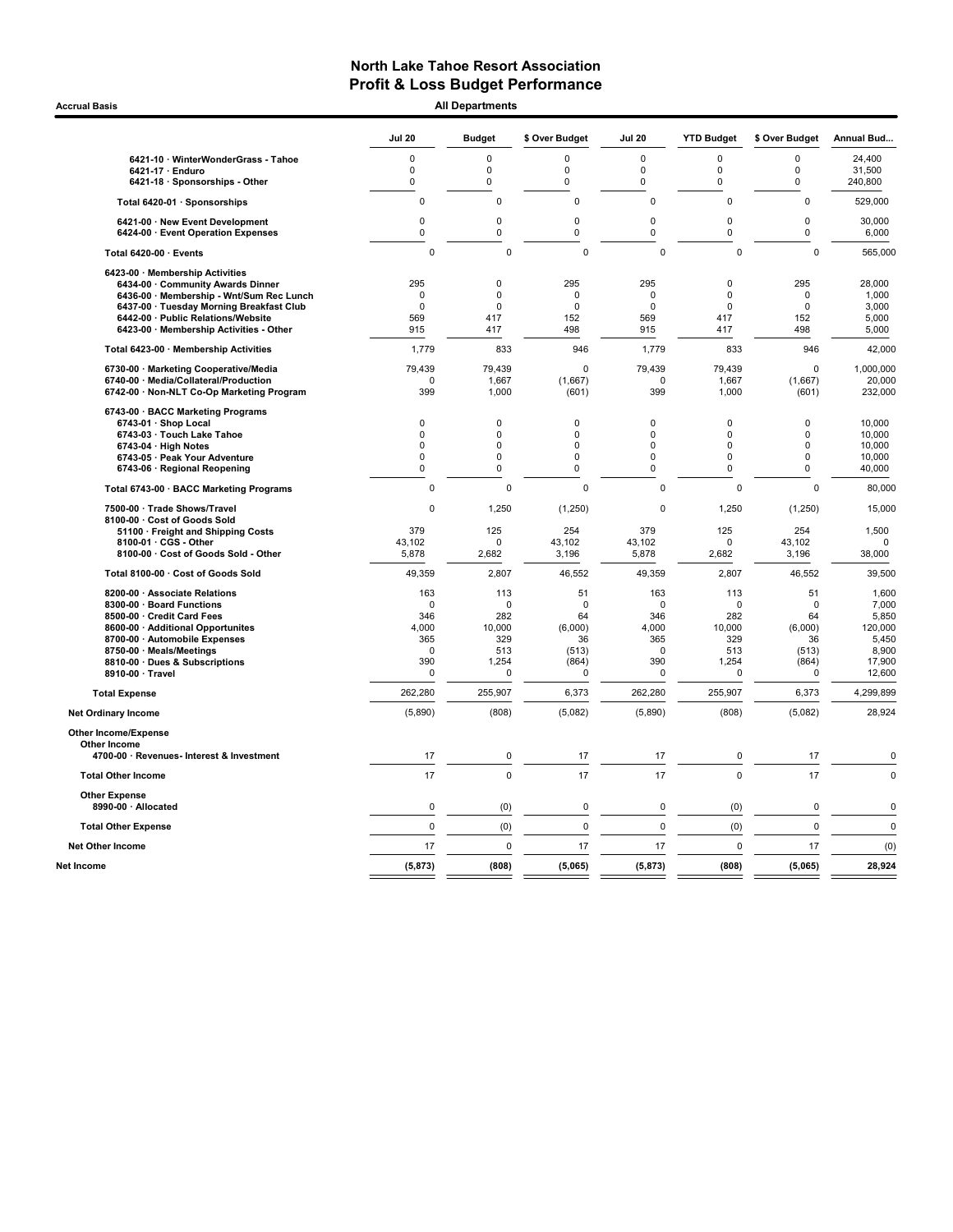# North Lake Tahoe Resort Association
## Profit & Loss Budget Performance

Accrual Basis — All Departments

| | Jul 20 | Budget | $ Over Budget | Jul 20 | YTD Budget | $ Over Budget | Annual Bud... |
|---|---|---|---|---|---|---|---|
| 6421-10 · WinterWonderGrass - Tahoe | 0 | 0 | 0 | 0 | 0 | 0 | 24,400 |
| 6421-17 · Enduro | 0 | 0 | 0 | 0 | 0 | 0 | 31,500 |
| 6421-18 · Sponsorships - Other | 0 | 0 | 0 | 0 | 0 | 0 | 240,800 |
| **Total 6420-01 · Sponsorships** | 0 | 0 | 0 | 0 | 0 | 0 | 529,000 |
| 6421-00 · New Event Development | 0 | 0 | 0 | 0 | 0 | 0 | 30,000 |
| 6424-00 · Event Operation Expenses | 0 | 0 | 0 | 0 | 0 | 0 | 6,000 |
| **Total 6420-00 · Events** | 0 | 0 | 0 | 0 | 0 | 0 | 565,000 |
| 6423-00 · Membership Activities | | | | | | | |
| 6434-00 · Community Awards Dinner | 295 | 0 | 295 | 295 | 0 | 295 | 28,000 |
| 6436-00 · Membership - Wnt/Sum Rec Lunch | 0 | 0 | 0 | 0 | 0 | 0 | 1,000 |
| 6437-00 · Tuesday Morning Breakfast Club | 0 | 0 | 0 | 0 | 0 | 0 | 3,000 |
| 6442-00 · Public Relations/Website | 569 | 417 | 152 | 569 | 417 | 152 | 5,000 |
| 6423-00 · Membership Activities - Other | 915 | 417 | 498 | 915 | 417 | 498 | 5,000 |
| **Total 6423-00 · Membership Activities** | 1,779 | 833 | 946 | 1,779 | 833 | 946 | 42,000 |
| 6730-00 · Marketing Cooperative/Media | 79,439 | 79,439 | 0 | 79,439 | 79,439 | 0 | 1,000,000 |
| 6740-00 · Media/Collateral/Production | 0 | 1,667 | (1,667) | 0 | 1,667 | (1,667) | 20,000 |
| 6742-00 · Non-NLT Co-Op Marketing Program | 399 | 1,000 | (601) | 399 | 1,000 | (601) | 232,000 |
| 6743-00 · BACC Marketing Programs | | | | | | | |
| 6743-01 · Shop Local | 0 | 0 | 0 | 0 | 0 | 0 | 10,000 |
| 6743-03 · Touch Lake Tahoe | 0 | 0 | 0 | 0 | 0 | 0 | 10,000 |
| 6743-04 · High Notes | 0 | 0 | 0 | 0 | 0 | 0 | 10,000 |
| 6743-05 · Peak Your Adventure | 0 | 0 | 0 | 0 | 0 | 0 | 10,000 |
| 6743-06 · Regional Reopening | 0 | 0 | 0 | 0 | 0 | 0 | 40,000 |
| **Total 6743-00 · BACC Marketing Programs** | 0 | 0 | 0 | 0 | 0 | 0 | 80,000 |
| 7500-00 · Trade Shows/Travel | 0 | 1,250 | (1,250) | 0 | 1,250 | (1,250) | 15,000 |
| 8100-00 · Cost of Goods Sold | | | | | | | |
| 51100 · Freight and Shipping Costs | 379 | 125 | 254 | 379 | 125 | 254 | 1,500 |
| 8100-01 · CGS - Other | 43,102 | 0 | 43,102 | 43,102 | 0 | 43,102 | 0 |
| 8100-00 · Cost of Goods Sold - Other | 5,878 | 2,682 | 3,196 | 5,878 | 2,682 | 3,196 | 38,000 |
| **Total 8100-00 · Cost of Goods Sold** | 49,359 | 2,807 | 46,552 | 49,359 | 2,807 | 46,552 | 39,500 |
| 8200-00 · Associate Relations | 163 | 113 | 51 | 163 | 113 | 51 | 1,600 |
| 8300-00 · Board Functions | 0 | 0 | 0 | 0 | 0 | 0 | 7,000 |
| 8500-00 · Credit Card Fees | 346 | 282 | 64 | 346 | 282 | 64 | 5,850 |
| 8600-00 · Additional Opportunites | 4,000 | 10,000 | (6,000) | 4,000 | 10,000 | (6,000) | 120,000 |
| 8700-00 · Automobile Expenses | 365 | 329 | 36 | 365 | 329 | 36 | 5,450 |
| 8750-00 · Meals/Meetings | 0 | 513 | (513) | 0 | 513 | (513) | 8,900 |
| 8810-00 · Dues & Subscriptions | 390 | 1,254 | (864) | 390 | 1,254 | (864) | 17,900 |
| 8910-00 · Travel | 0 | 0 | 0 | 0 | 0 | 0 | 12,600 |
| **Total Expense** | 262,280 | 255,907 | 6,373 | 262,280 | 255,907 | 6,373 | 4,299,899 |
| **Net Ordinary Income** | (5,890) | (808) | (5,082) | (5,890) | (808) | (5,082) | 28,924 |
| **Other Income/Expense** | | | | | | | |
| **Other Income** | | | | | | | |
| 4700-00 · Revenues- Interest & Investment | 17 | 0 | 17 | 17 | 0 | 17 | 0 |
| **Total Other Income** | 17 | 0 | 17 | 17 | 0 | 17 | 0 |
| **Other Expense** | | | | | | | |
| 8990-00 · Allocated | 0 | (0) | 0 | 0 | (0) | 0 | 0 |
| **Total Other Expense** | 0 | (0) | 0 | 0 | (0) | 0 | 0 |
| **Net Other Income** | 17 | 0 | 17 | 17 | 0 | 17 | (0) |
| **Net Income** | **(5,873)** | **(808)** | **(5,065)** | **(5,873)** | **(808)** | **(5,065)** | **28,924** |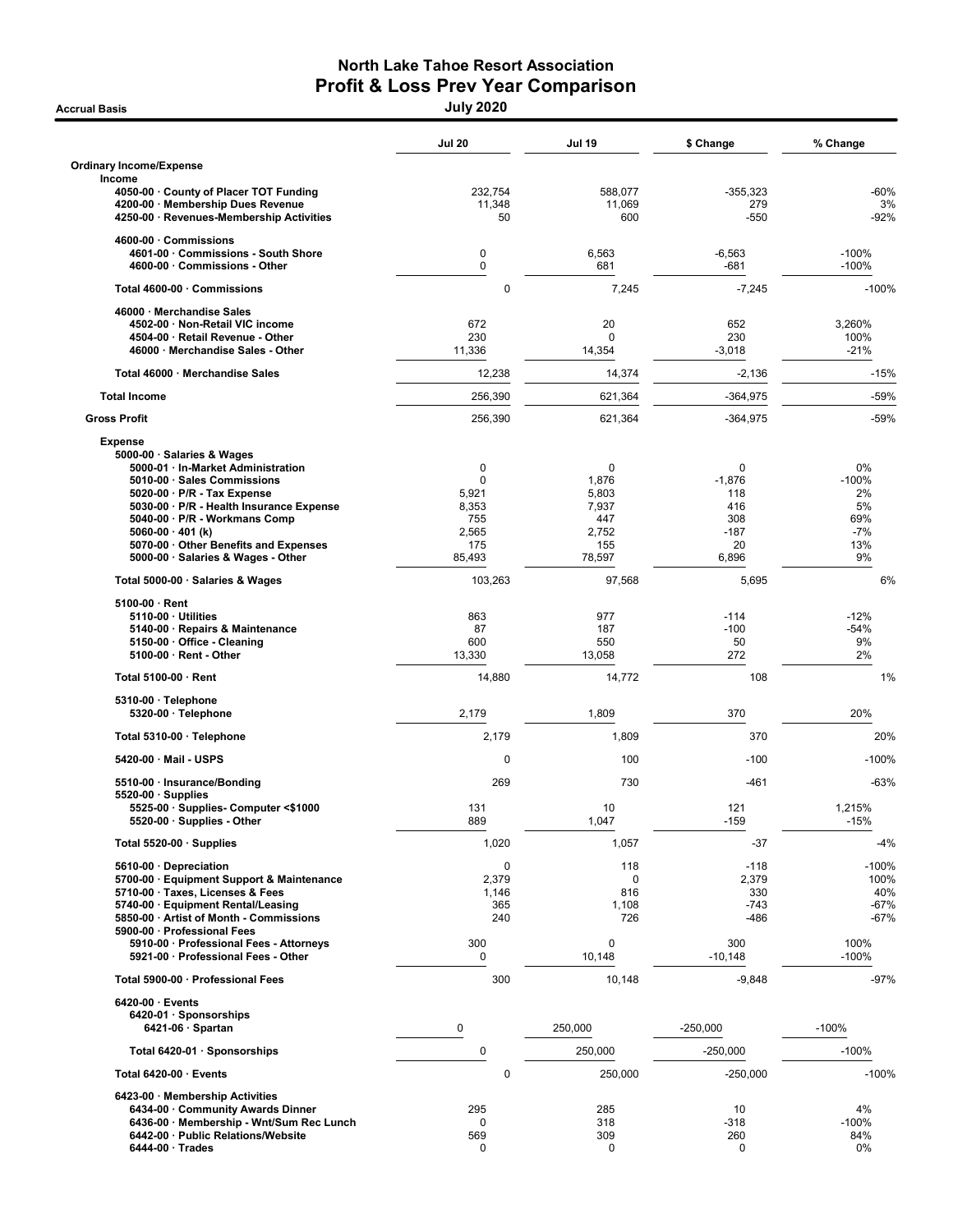# North Lake Tahoe Resort Association
## Profit & Loss Prev Year Comparison
### July 2020

Accrual Basis

| | Jul 20 | Jul 19 | $ Change | % Change |
|---|---|---|---|---|
| **Ordinary Income/Expense** | | | | |
| **Income** | | | | |
| 4050-00 · County of Placer TOT Funding | 232,754 | 588,077 | -355,323 | -60% |
| 4200-00 · Membership Dues Revenue | 11,348 | 11,069 | 279 | 3% |
| 4250-00 · Revenues-Membership Activities | 50 | 600 | -550 | -92% |
| 4600-00 · Commissions | | | | |
| 4601-00 · Commissions - South Shore | 0 | 6,563 | -6,563 | -100% |
| 4600-00 · Commissions - Other | 0 | 681 | -681 | -100% |
| Total 4600-00 · Commissions | 0 | 7,245 | -7,245 | -100% |
| 46000 · Merchandise Sales | | | | |
| 4502-00 · Non-Retail VIC income | 672 | 20 | 652 | 3,260% |
| 4504-00 · Retail Revenue - Other | 230 | 0 | 230 | 100% |
| 46000 · Merchandise Sales - Other | 11,336 | 14,354 | -3,018 | -21% |
| Total 46000 · Merchandise Sales | 12,238 | 14,374 | -2,136 | -15% |
| **Total Income** | 256,390 | 621,364 | -364,975 | -59% |
| **Gross Profit** | 256,390 | 621,364 | -364,975 | -59% |
| **Expense** | | | | |
| 5000-00 · Salaries & Wages | | | | |
| 5000-01 · In-Market Administration | 0 | 0 | 0 | 0% |
| 5010-00 · Sales Commissions | 0 | 1,876 | -1,876 | -100% |
| 5020-00 · P/R - Tax Expense | 5,921 | 5,803 | 118 | 2% |
| 5030-00 · P/R - Health Insurance Expense | 8,353 | 7,937 | 416 | 5% |
| 5040-00 · P/R - Workmans Comp | 755 | 447 | 308 | 69% |
| 5060-00 · 401 (k) | 2,565 | 2,752 | -187 | -7% |
| 5070-00 · Other Benefits and Expenses | 175 | 155 | 20 | 13% |
| 5000-00 · Salaries & Wages - Other | 85,493 | 78,597 | 6,896 | 9% |
| Total 5000-00 · Salaries & Wages | 103,263 | 97,568 | 5,695 | 6% |
| 5100-00 · Rent | | | | |
| 5110-00 · Utilities | 863 | 977 | -114 | -12% |
| 5140-00 · Repairs & Maintenance | 87 | 187 | -100 | -54% |
| 5150-00 · Office - Cleaning | 600 | 550 | 50 | 9% |
| 5100-00 · Rent - Other | 13,330 | 13,058 | 272 | 2% |
| Total 5100-00 · Rent | 14,880 | 14,772 | 108 | 1% |
| 5310-00 · Telephone | | | | |
| 5320-00 · Telephone | 2,179 | 1,809 | 370 | 20% |
| Total 5310-00 · Telephone | 2,179 | 1,809 | 370 | 20% |
| 5420-00 · Mail - USPS | 0 | 100 | -100 | -100% |
| 5510-00 · Insurance/Bonding | 269 | 730 | -461 | -63% |
| 5520-00 · Supplies | | | | |
| 5525-00 · Supplies- Computer <$1000 | 131 | 10 | 121 | 1,215% |
| 5520-00 · Supplies - Other | 889 | 1,047 | -159 | -15% |
| Total 5520-00 · Supplies | 1,020 | 1,057 | -37 | -4% |
| 5610-00 · Depreciation | 0 | 118 | -118 | -100% |
| 5700-00 · Equipment Support & Maintenance | 2,379 | 0 | 2,379 | 100% |
| 5710-00 · Taxes, Licenses & Fees | 1,146 | 816 | 330 | 40% |
| 5740-00 · Equipment Rental/Leasing | 365 | 1,108 | -743 | -67% |
| 5850-00 · Artist of Month - Commissions | 240 | 726 | -486 | -67% |
| 5900-00 · Professional Fees | | | | |
| 5910-00 · Professional Fees - Attorneys | 300 | 0 | 300 | 100% |
| 5921-00 · Professional Fees - Other | 0 | 10,148 | -10,148 | -100% |
| Total 5900-00 · Professional Fees | 300 | 10,148 | -9,848 | -97% |
| 6420-00 · Events | | | | |
| 6420-01 · Sponsorships | | | | |
| 6421-06 · Spartan | 0 | 250,000 | -250,000 | -100% |
| Total 6420-01 · Sponsorships | 0 | 250,000 | -250,000 | -100% |
| Total 6420-00 · Events | 0 | 250,000 | -250,000 | -100% |
| 6423-00 · Membership Activities | | | | |
| 6434-00 · Community Awards Dinner | 295 | 285 | 10 | 4% |
| 6436-00 · Membership - Wnt/Sum Rec Lunch | 0 | 318 | -318 | -100% |
| 6442-00 · Public Relations/Website | 569 | 309 | 260 | 84% |
| 6444-00 · Trades | 0 | 0 | 0 | 0% |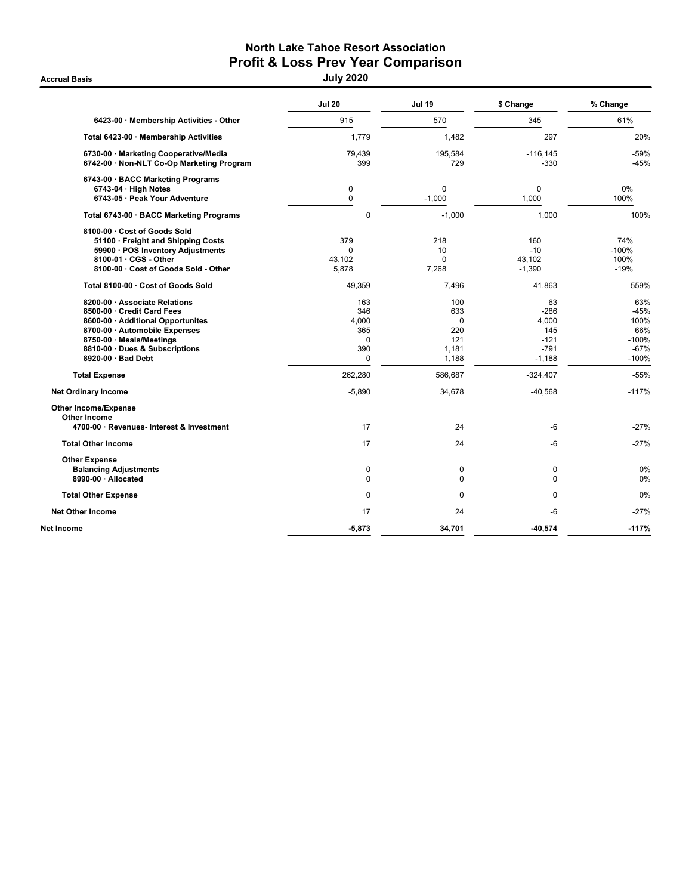# North Lake Tahoe Resort Association
## Profit & Loss Prev Year Comparison
### July 2020

Accrual Basis

| | Jul 20 | Jul 19 | $ Change | % Change |
|---|---|---|---|---|
| 6423-00 · Membership Activities - Other | 915 | 570 | 345 | 61% |
| Total 6423-00 · Membership Activities | 1,779 | 1,482 | 297 | 20% |
| 6730-00 · Marketing Cooperative/Media | 79,439 | 195,584 | -116,145 | -59% |
| 6742-00 · Non-NLT Co-Op Marketing Program | 399 | 729 | -330 | -45% |
| 6743-00 · BACC Marketing Programs | | | | |
| 6743-04 · High Notes | 0 | 0 | 0 | 0% |
| 6743-05 · Peak Your Adventure | 0 | -1,000 | 1,000 | 100% |
| Total 6743-00 · BACC Marketing Programs | 0 | -1,000 | 1,000 | 100% |
| 8100-00 · Cost of Goods Sold | | | | |
| 51100 · Freight and Shipping Costs | 379 | 218 | 160 | 74% |
| 59900 · POS Inventory Adjustments | 0 | 10 | -10 | -100% |
| 8100-01 · CGS - Other | 43,102 | 0 | 43,102 | 100% |
| 8100-00 · Cost of Goods Sold - Other | 5,878 | 7,268 | -1,390 | -19% |
| Total 8100-00 · Cost of Goods Sold | 49,359 | 7,496 | 41,863 | 559% |
| 8200-00 · Associate Relations | 163 | 100 | 63 | 63% |
| 8500-00 · Credit Card Fees | 346 | 633 | -286 | -45% |
| 8600-00 · Additional Opportunites | 4,000 | 0 | 4,000 | 100% |
| 8700-00 · Automobile Expenses | 365 | 220 | 145 | 66% |
| 8750-00 · Meals/Meetings | 0 | 121 | -121 | -100% |
| 8810-00 · Dues & Subscriptions | 390 | 1,181 | -791 | -67% |
| 8920-00 · Bad Debt | 0 | 1,188 | -1,188 | -100% |
| **Total Expense** | 262,280 | 586,687 | -324,407 | -55% |
| **Net Ordinary Income** | -5,890 | 34,678 | -40,568 | -117% |
| **Other Income/Expense** | | | | |
| **Other Income** | | | | |
| 4700-00 · Revenues- Interest & Investment | 17 | 24 | -6 | -27% |
| **Total Other Income** | 17 | 24 | -6 | -27% |
| **Other Expense** | | | | |
| Balancing Adjustments | 0 | 0 | 0 | 0% |
| 8990-00 · Allocated | 0 | 0 | 0 | 0% |
| **Total Other Expense** | 0 | 0 | 0 | 0% |
| **Net Other Income** | 17 | 24 | -6 | -27% |
| **Net Income** | **-5,873** | **34,701** | **-40,574** | **-117%** |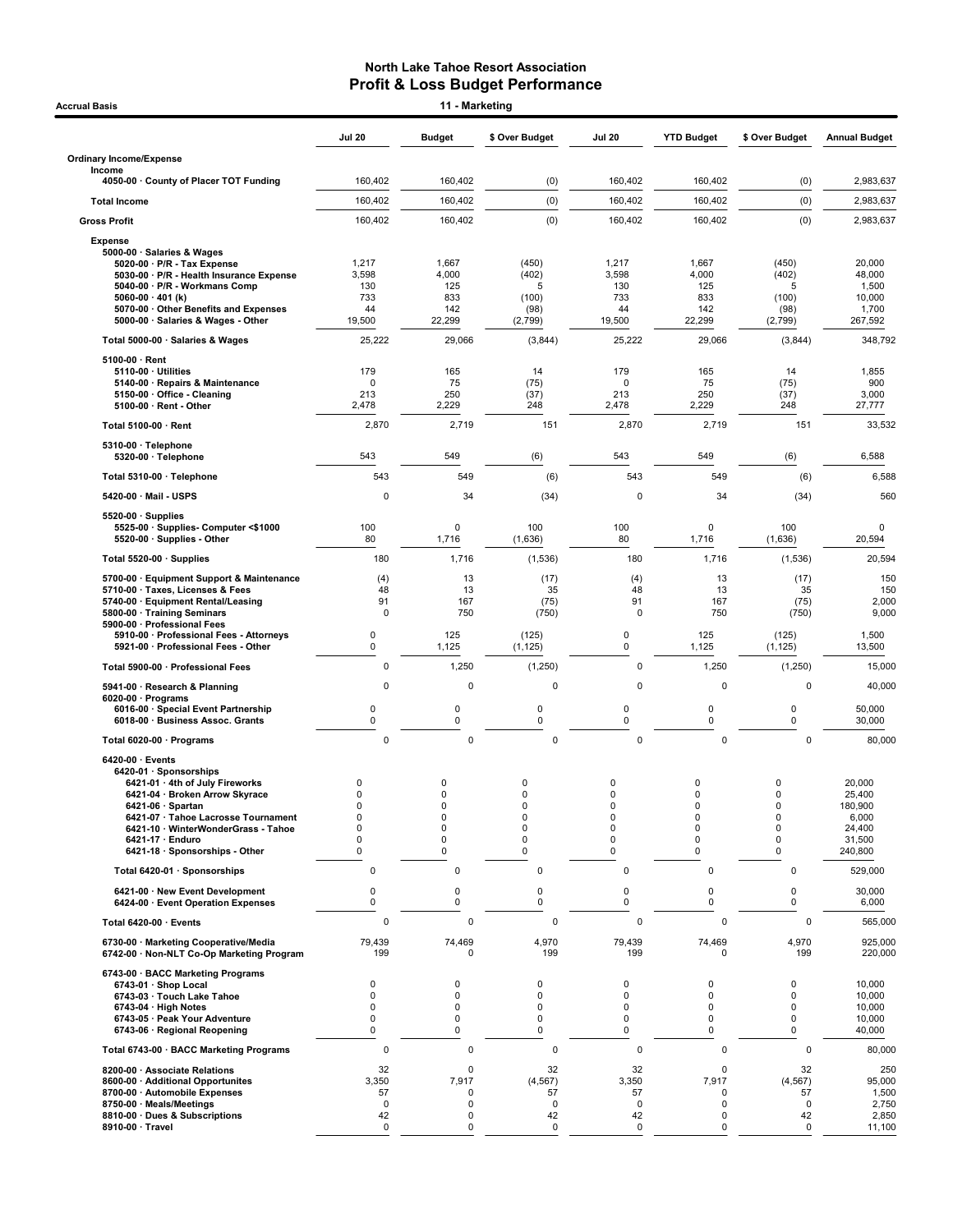# North Lake Tahoe Resort Association
## Profit & Loss Budget Performance

Accrual Basis — 11 - Marketing

| | Jul 20 | Budget | $ Over Budget | Jul 20 | YTD Budget | $ Over Budget | Annual Budget |
|---|---|---|---|---|---|---|---|
| **Ordinary Income/Expense** | | | | | | | |
| **Income** | | | | | | | |
| 4050-00 · County of Placer TOT Funding | 160,402 | 160,402 | (0) | 160,402 | 160,402 | (0) | 2,983,637 |
| **Total Income** | 160,402 | 160,402 | (0) | 160,402 | 160,402 | (0) | 2,983,637 |
| **Gross Profit** | 160,402 | 160,402 | (0) | 160,402 | 160,402 | (0) | 2,983,637 |
| **Expense** | | | | | | | |
| 5000-00 · Salaries & Wages | | | | | | | |
| 5020-00 · P/R - Tax Expense | 1,217 | 1,667 | (450) | 1,217 | 1,667 | (450) | 20,000 |
| 5030-00 · P/R - Health Insurance Expense | 3,598 | 4,000 | (402) | 3,598 | 4,000 | (402) | 48,000 |
| 5040-00 · P/R - Workmans Comp | 130 | 125 | 5 | 130 | 125 | 5 | 1,500 |
| 5060-00 · 401 (k) | 733 | 833 | (100) | 733 | 833 | (100) | 10,000 |
| 5070-00 · Other Benefits and Expenses | 44 | 142 | (98) | 44 | 142 | (98) | 1,700 |
| 5000-00 · Salaries & Wages - Other | 19,500 | 22,299 | (2,799) | 19,500 | 22,299 | (2,799) | 267,592 |
| Total 5000-00 · Salaries & Wages | 25,222 | 29,066 | (3,844) | 25,222 | 29,066 | (3,844) | 348,792 |
| 5100-00 · Rent | | | | | | | |
| 5110-00 · Utilities | 179 | 165 | 14 | 179 | 165 | 14 | 1,855 |
| 5140-00 · Repairs & Maintenance | 0 | 75 | (75) | 0 | 75 | (75) | 900 |
| 5150-00 · Office - Cleaning | 213 | 250 | (37) | 213 | 250 | (37) | 3,000 |
| 5100-00 · Rent - Other | 2,478 | 2,229 | 248 | 2,478 | 2,229 | 248 | 27,777 |
| Total 5100-00 · Rent | 2,870 | 2,719 | 151 | 2,870 | 2,719 | 151 | 33,532 |
| 5310-00 · Telephone | | | | | | | |
| 5320-00 · Telephone | 543 | 549 | (6) | 543 | 549 | (6) | 6,588 |
| Total 5310-00 · Telephone | 543 | 549 | (6) | 543 | 549 | (6) | 6,588 |
| 5420-00 · Mail - USPS | 0 | 34 | (34) | 0 | 34 | (34) | 560 |
| 5520-00 · Supplies | | | | | | | |
| 5525-00 · Supplies- Computer <$1000 | 100 | 0 | 100 | 100 | 0 | 100 | 0 |
| 5520-00 · Supplies - Other | 80 | 1,716 | (1,636) | 80 | 1,716 | (1,636) | 20,594 |
| Total 5520-00 · Supplies | 180 | 1,716 | (1,536) | 180 | 1,716 | (1,536) | 20,594 |
| 5700-00 · Equipment Support & Maintenance | (4) | 13 | (17) | (4) | 13 | (17) | 150 |
| 5710-00 · Taxes, Licenses & Fees | 48 | 13 | 35 | 48 | 13 | 35 | 150 |
| 5740-00 · Equipment Rental/Leasing | 91 | 167 | (75) | 91 | 167 | (75) | 2,000 |
| 5800-00 · Training Seminars | 0 | 750 | (750) | 0 | 750 | (750) | 9,000 |
| 5900-00 · Professional Fees | | | | | | | |
| 5910-00 · Professional Fees - Attorneys | 0 | 125 | (125) | 0 | 125 | (125) | 1,500 |
| 5921-00 · Professional Fees - Other | 0 | 1,125 | (1,125) | 0 | 1,125 | (1,125) | 13,500 |
| Total 5900-00 · Professional Fees | 0 | 1,250 | (1,250) | 0 | 1,250 | (1,250) | 15,000 |
| 5941-00 · Research & Planning | 0 | 0 | 0 | 0 | 0 | 0 | 40,000 |
| 6020-00 · Programs | | | | | | | |
| 6016-00 · Special Event Partnership | 0 | 0 | 0 | 0 | 0 | 0 | 50,000 |
| 6018-00 · Business Assoc. Grants | 0 | 0 | 0 | 0 | 0 | 0 | 30,000 |
| Total 6020-00 · Programs | 0 | 0 | 0 | 0 | 0 | 0 | 80,000 |
| 6420-00 · Events | | | | | | | |
| 6420-01 · Sponsorships | | | | | | | |
| 6421-01 · 4th of July Fireworks | 0 | 0 | 0 | 0 | 0 | 0 | 20,000 |
| 6421-04 · Broken Arrow Skyrace | 0 | 0 | 0 | 0 | 0 | 0 | 25,400 |
| 6421-06 · Spartan | 0 | 0 | 0 | 0 | 0 | 0 | 180,900 |
| 6421-07 · Tahoe Lacrosse Tournament | 0 | 0 | 0 | 0 | 0 | 0 | 6,000 |
| 6421-10 · WinterWonderGrass - Tahoe | 0 | 0 | 0 | 0 | 0 | 0 | 24,400 |
| 6421-17 · Enduro | 0 | 0 | 0 | 0 | 0 | 0 | 31,500 |
| 6421-18 · Sponsorships - Other | 0 | 0 | 0 | 0 | 0 | 0 | 240,800 |
| Total 6420-01 · Sponsorships | 0 | 0 | 0 | 0 | 0 | 0 | 529,000 |
| 6421-00 · New Event Development | 0 | 0 | 0 | 0 | 0 | 0 | 30,000 |
| 6424-00 · Event Operation Expenses | 0 | 0 | 0 | 0 | 0 | 0 | 6,000 |
| Total 6420-00 · Events | 0 | 0 | 0 | 0 | 0 | 0 | 565,000 |
| 6730-00 · Marketing Cooperative/Media | 79,439 | 74,469 | 4,970 | 79,439 | 74,469 | 4,970 | 925,000 |
| 6742-00 · Non-NLT Co-Op Marketing Program | 199 | 0 | 199 | 199 | 0 | 199 | 220,000 |
| 6743-00 · BACC Marketing Programs | | | | | | | |
| 6743-01 · Shop Local | 0 | 0 | 0 | 0 | 0 | 0 | 10,000 |
| 6743-03 · Touch Lake Tahoe | 0 | 0 | 0 | 0 | 0 | 0 | 10,000 |
| 6743-04 · High Notes | 0 | 0 | 0 | 0 | 0 | 0 | 10,000 |
| 6743-05 · Peak Your Adventure | 0 | 0 | 0 | 0 | 0 | 0 | 10,000 |
| 6743-06 · Regional Reopening | 0 | 0 | 0 | 0 | 0 | 0 | 40,000 |
| Total 6743-00 · BACC Marketing Programs | 0 | 0 | 0 | 0 | 0 | 0 | 80,000 |
| 8200-00 · Associate Relations | 32 | 0 | 32 | 32 | 0 | 32 | 250 |
| 8600-00 · Additional Opportunites | 3,350 | 7,917 | (4,567) | 3,350 | 7,917 | (4,567) | 95,000 |
| 8700-00 · Automobile Expenses | 57 | 0 | 57 | 57 | 0 | 57 | 1,500 |
| 8750-00 · Meals/Meetings | 0 | 0 | 0 | 0 | 0 | 0 | 2,750 |
| 8810-00 · Dues & Subscriptions | 42 | 0 | 42 | 42 | 0 | 42 | 2,850 |
| 8910-00 · Travel | 0 | 0 | 0 | 0 | 0 | 0 | 11,100 |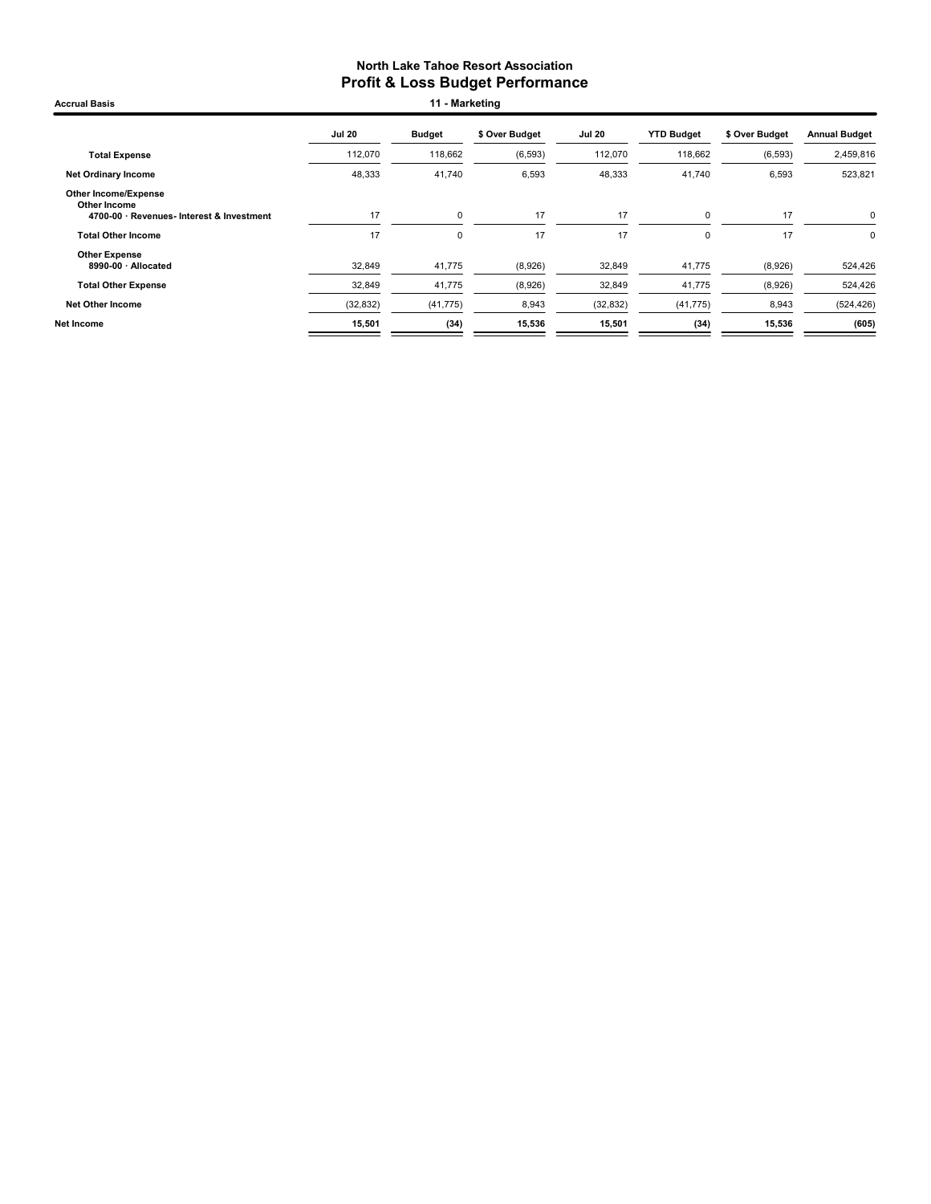# North Lake Tahoe Resort Association
## Profit & Loss Budget Performance

**Accrual Basis** — **11 - Marketing**

| | Jul 20 | Budget | $ Over Budget | Jul 20 | YTD Budget | $ Over Budget | Annual Budget |
|---|---|---|---|---|---|---|---|
| **Total Expense** | 112,070 | 118,662 | (6,593) | 112,070 | 118,662 | (6,593) | 2,459,816 |
| **Net Ordinary Income** | 48,333 | 41,740 | 6,593 | 48,333 | 41,740 | 6,593 | 523,821 |
| **Other Income/Expense** | | | | | | | |
| **Other Income** | | | | | | | |
| **4700-00 · Revenues- Interest & Investment** | 17 | 0 | 17 | 17 | 0 | 17 | 0 |
| **Total Other Income** | 17 | 0 | 17 | 17 | 0 | 17 | 0 |
| **Other Expense** | | | | | | | |
| **8990-00 · Allocated** | 32,849 | 41,775 | (8,926) | 32,849 | 41,775 | (8,926) | 524,426 |
| **Total Other Expense** | 32,849 | 41,775 | (8,926) | 32,849 | 41,775 | (8,926) | 524,426 |
| **Net Other Income** | (32,832) | (41,775) | 8,943 | (32,832) | (41,775) | 8,943 | (524,426) |
| **Net Income** | **15,501** | **(34)** | **15,536** | **15,501** | **(34)** | **15,536** | **(605)** |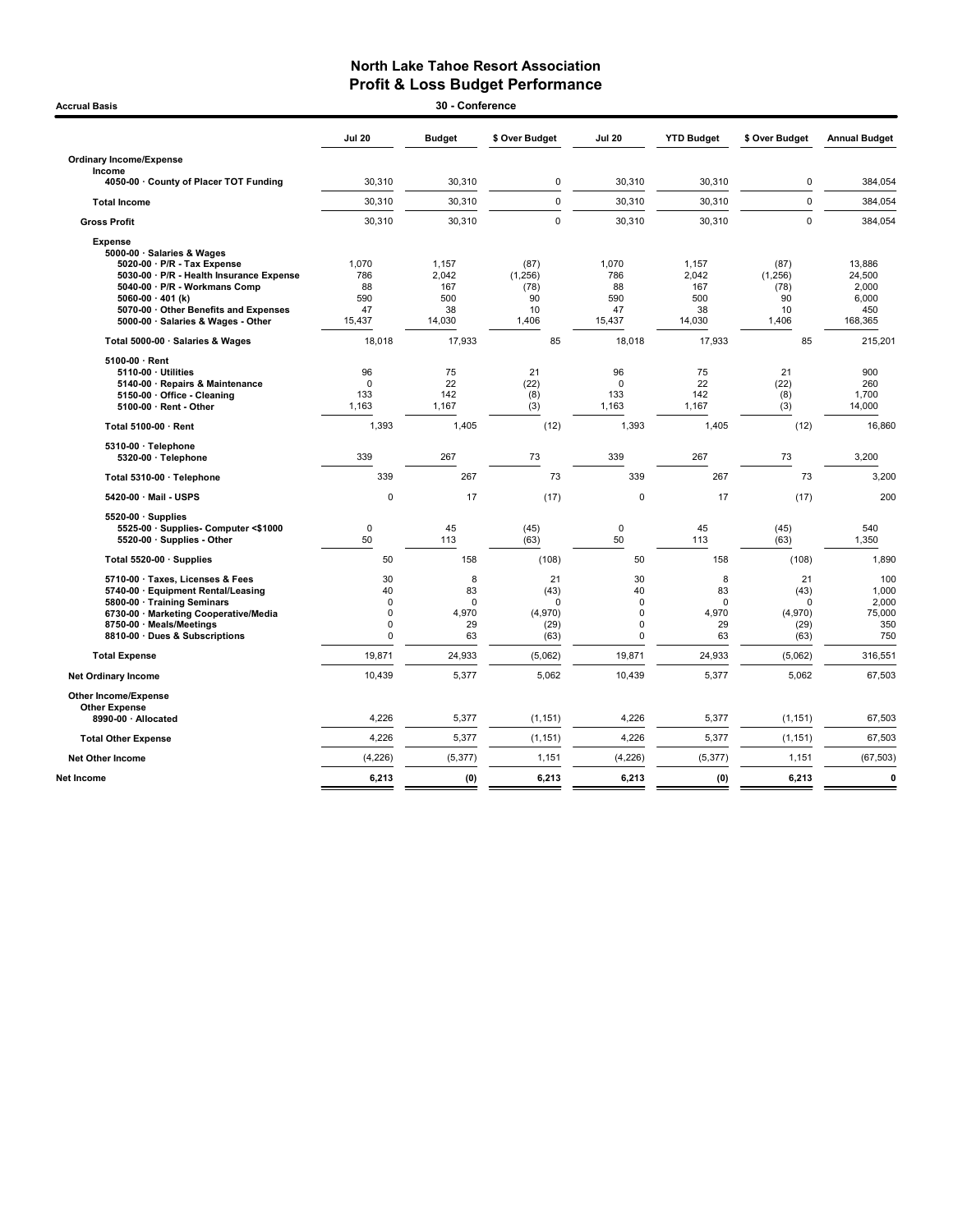# North Lake Tahoe Resort Association
## Profit & Loss Budget Performance

**Accrual Basis** — **30 - Conference**

| | Jul 20 | Budget | $ Over Budget | Jul 20 | YTD Budget | $ Over Budget | Annual Budget |
|---|---|---|---|---|---|---|---|
| **Ordinary Income/Expense** | | | | | | | |
| **Income** | | | | | | | |
| 4050-00 · County of Placer TOT Funding | 30,310 | 30,310 | 0 | 30,310 | 30,310 | 0 | 384,054 |
| **Total Income** | 30,310 | 30,310 | 0 | 30,310 | 30,310 | 0 | 384,054 |
| **Gross Profit** | 30,310 | 30,310 | 0 | 30,310 | 30,310 | 0 | 384,054 |
| **Expense** | | | | | | | |
| 5000-00 · Salaries & Wages | | | | | | | |
| 5020-00 · P/R - Tax Expense | 1,070 | 1,157 | (87) | 1,070 | 1,157 | (87) | 13,886 |
| 5030-00 · P/R - Health Insurance Expense | 786 | 2,042 | (1,256) | 786 | 2,042 | (1,256) | 24,500 |
| 5040-00 · P/R - Workmans Comp | 88 | 167 | (78) | 88 | 167 | (78) | 2,000 |
| 5060-00 · 401 (k) | 590 | 500 | 90 | 590 | 500 | 90 | 6,000 |
| 5070-00 · Other Benefits and Expenses | 47 | 38 | 10 | 47 | 38 | 10 | 450 |
| 5000-00 · Salaries & Wages - Other | 15,437 | 14,030 | 1,406 | 15,437 | 14,030 | 1,406 | 168,365 |
| **Total 5000-00 · Salaries & Wages** | 18,018 | 17,933 | 85 | 18,018 | 17,933 | 85 | 215,201 |
| 5100-00 · Rent | | | | | | | |
| 5110-00 · Utilities | 96 | 75 | 21 | 96 | 75 | 21 | 900 |
| 5140-00 · Repairs & Maintenance | 0 | 22 | (22) | 0 | 22 | (22) | 260 |
| 5150-00 · Office - Cleaning | 133 | 142 | (8) | 133 | 142 | (8) | 1,700 |
| 5100-00 · Rent - Other | 1,163 | 1,167 | (3) | 1,163 | 1,167 | (3) | 14,000 |
| **Total 5100-00 · Rent** | 1,393 | 1,405 | (12) | 1,393 | 1,405 | (12) | 16,860 |
| 5310-00 · Telephone | | | | | | | |
| 5320-00 · Telephone | 339 | 267 | 73 | 339 | 267 | 73 | 3,200 |
| **Total 5310-00 · Telephone** | 339 | 267 | 73 | 339 | 267 | 73 | 3,200 |
| 5420-00 · Mail - USPS | 0 | 17 | (17) | 0 | 17 | (17) | 200 |
| 5520-00 · Supplies | | | | | | | |
| 5525-00 · Supplies- Computer <$1000 | 0 | 45 | (45) | 0 | 45 | (45) | 540 |
| 5520-00 · Supplies - Other | 50 | 113 | (63) | 50 | 113 | (63) | 1,350 |
| **Total 5520-00 · Supplies** | 50 | 158 | (108) | 50 | 158 | (108) | 1,890 |
| 5710-00 · Taxes, Licenses & Fees | 30 | 8 | 21 | 30 | 8 | 21 | 100 |
| 5740-00 · Equipment Rental/Leasing | 40 | 83 | (43) | 40 | 83 | (43) | 1,000 |
| 5800-00 · Training Seminars | 0 | 0 | 0 | 0 | 0 | 0 | 2,000 |
| 6730-00 · Marketing Cooperative/Media | 0 | 4,970 | (4,970) | 0 | 4,970 | (4,970) | 75,000 |
| 8750-00 · Meals/Meetings | 0 | 29 | (29) | 0 | 29 | (29) | 350 |
| 8810-00 · Dues & Subscriptions | 0 | 63 | (63) | 0 | 63 | (63) | 750 |
| **Total Expense** | 19,871 | 24,933 | (5,062) | 19,871 | 24,933 | (5,062) | 316,551 |
| **Net Ordinary Income** | 10,439 | 5,377 | 5,062 | 10,439 | 5,377 | 5,062 | 67,503 |
| **Other Income/Expense** | | | | | | | |
| **Other Expense** | | | | | | | |
| 8990-00 · Allocated | 4,226 | 5,377 | (1,151) | 4,226 | 5,377 | (1,151) | 67,503 |
| **Total Other Expense** | 4,226 | 5,377 | (1,151) | 4,226 | 5,377 | (1,151) | 67,503 |
| **Net Other Income** | (4,226) | (5,377) | 1,151 | (4,226) | (5,377) | 1,151 | (67,503) |
| **Net Income** | **6,213** | **(0)** | **6,213** | **6,213** | **(0)** | **6,213** | **0** |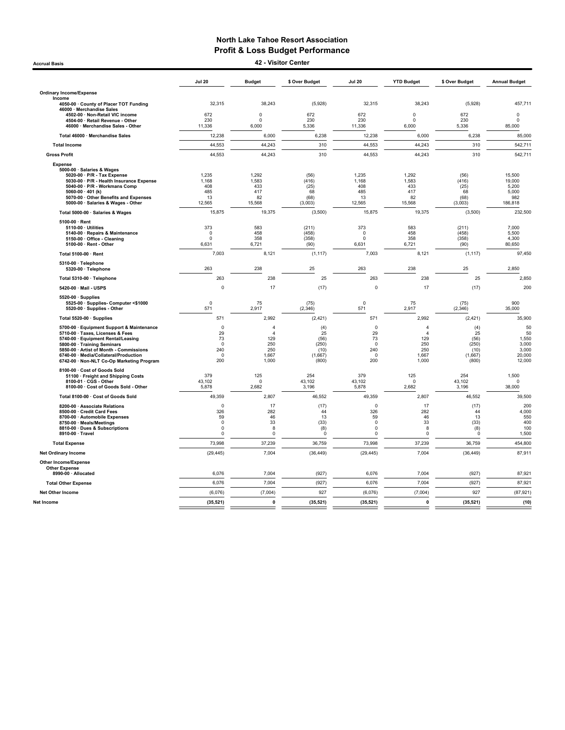# North Lake Tahoe Resort Association
## Profit & Loss Budget Performance
### 42 - Visitor Center

Accrual Basis

| | Jul 20 | Budget | $ Over Budget | Jul 20 | YTD Budget | $ Over Budget | Annual Budget |
|---|---|---|---|---|---|---|---|
| **Ordinary Income/Expense** | | | | | | | |
| **Income** | | | | | | | |
| 4050-00 · County of Placer TOT Funding | 32,315 | 38,243 | (5,928) | 32,315 | 38,243 | (5,928) | 457,711 |
| 46000 · Merchandise Sales | | | | | | | |
| 4502-00 · Non-Retail VIC income | 672 | 0 | 672 | 672 | 0 | 672 | 0 |
| 4504-00 · Retail Revenue - Other | 230 | 0 | 230 | 230 | 0 | 230 | 0 |
| 46000 · Merchandise Sales - Other | 11,336 | 6,000 | 5,336 | 11,336 | 6,000 | 5,336 | 85,000 |
| Total 46000 · Merchandise Sales | 12,238 | 6,000 | 6,238 | 12,238 | 6,000 | 6,238 | 85,000 |
| **Total Income** | 44,553 | 44,243 | 310 | 44,553 | 44,243 | 310 | 542,711 |
| **Gross Profit** | 44,553 | 44,243 | 310 | 44,553 | 44,243 | 310 | 542,711 |
| **Expense** | | | | | | | |
| 5000-00 · Salaries & Wages | | | | | | | |
| 5020-00 · P/R - Tax Expense | 1,235 | 1,292 | (56) | 1,235 | 1,292 | (56) | 15,500 |
| 5030-00 · P/R - Health Insurance Expense | 1,168 | 1,583 | (416) | 1,168 | 1,583 | (416) | 19,000 |
| 5040-00 · P/R - Workmans Comp | 408 | 433 | (25) | 408 | 433 | (25) | 5,200 |
| 5060-00 · 401 (k) | 485 | 417 | 68 | 485 | 417 | 68 | 5,000 |
| 5070-00 · Other Benefits and Expenses | 13 | 82 | (68) | 13 | 82 | (68) | 982 |
| 5000-00 · Salaries & Wages - Other | 12,565 | 15,568 | (3,003) | 12,565 | 15,568 | (3,003) | 186,818 |
| Total 5000-00 · Salaries & Wages | 15,875 | 19,375 | (3,500) | 15,875 | 19,375 | (3,500) | 232,500 |
| 5100-00 · Rent | | | | | | | |
| 5110-00 · Utilities | 373 | 583 | (211) | 373 | 583 | (211) | 7,000 |
| 5140-00 · Repairs & Maintenance | 0 | 458 | (458) | 0 | 458 | (458) | 5,500 |
| 5150-00 · Office - Cleaning | 0 | 358 | (358) | 0 | 358 | (358) | 4,300 |
| 5100-00 · Rent - Other | 6,631 | 6,721 | (90) | 6,631 | 6,721 | (90) | 80,650 |
| Total 5100-00 · Rent | 7,003 | 8,121 | (1,117) | 7,003 | 8,121 | (1,117) | 97,450 |
| 5310-00 · Telephone | | | | | | | |
| 5320-00 · Telephone | 263 | 238 | 25 | 263 | 238 | 25 | 2,850 |
| Total 5310-00 · Telephone | 263 | 238 | 25 | 263 | 238 | 25 | 2,850 |
| 5420-00 · Mail - USPS | 0 | 17 | (17) | 0 | 17 | (17) | 200 |
| 5520-00 · Supplies | | | | | | | |
| 5525-00 · Supplies- Computer <$1000 | 0 | 75 | (75) | 0 | 75 | (75) | 900 |
| 5520-00 · Supplies - Other | 571 | 2,917 | (2,346) | 571 | 2,917 | (2,346) | 35,000 |
| Total 5520-00 · Supplies | 571 | 2,992 | (2,421) | 571 | 2,992 | (2,421) | 35,900 |
| 5700-00 · Equipment Support & Maintenance | 0 | 4 | (4) | 0 | 4 | (4) | 50 |
| 5710-00 · Taxes, Licenses & Fees | 29 | 4 | 25 | 29 | 4 | 25 | 50 |
| 5740-00 · Equipment Rental/Leasing | 73 | 129 | (56) | 73 | 129 | (56) | 1,550 |
| 5800-00 · Training Seminars | 0 | 250 | (250) | 0 | 250 | (250) | 3,000 |
| 5850-00 · Artist of Month - Commissions | 240 | 250 | (10) | 240 | 250 | (10) | 3,000 |
| 6740-00 · Media/Collateral/Production | 0 | 1,667 | (1,667) | 0 | 1,667 | (1,667) | 20,000 |
| 6742-00 · Non-NLT Co-Op Marketing Program | 200 | 1,000 | (800) | 200 | 1,000 | (800) | 12,000 |
| 8100-00 · Cost of Goods Sold | | | | | | | |
| 51100 · Freight and Shipping Costs | 379 | 125 | 254 | 379 | 125 | 254 | 1,500 |
| 8100-01 · CGS - Other | 43,102 | 0 | 43,102 | 43,102 | 0 | 43,102 | 0 |
| 8100-00 · Cost of Goods Sold - Other | 5,878 | 2,682 | 3,196 | 5,878 | 2,682 | 3,196 | 38,000 |
| Total 8100-00 · Cost of Goods Sold | 49,359 | 2,807 | 46,552 | 49,359 | 2,807 | 46,552 | 39,500 |
| 8200-00 · Associate Relations | 0 | 17 | (17) | 0 | 17 | (17) | 200 |
| 8500-00 · Credit Card Fees | 326 | 282 | 44 | 326 | 282 | 44 | 4,000 |
| 8700-00 · Automobile Expenses | 59 | 46 | 13 | 59 | 46 | 13 | 550 |
| 8750-00 · Meals/Meetings | 0 | 33 | (33) | 0 | 33 | (33) | 400 |
| 8810-00 · Dues & Subscriptions | 0 | 8 | (8) | 0 | 8 | (8) | 100 |
| 8910-00 · Travel | 0 | 0 | 0 | 0 | 0 | 0 | 1,500 |
| **Total Expense** | 73,998 | 37,239 | 36,759 | 73,998 | 37,239 | 36,759 | 454,800 |
| **Net Ordinary Income** | (29,445) | 7,004 | (36,449) | (29,445) | 7,004 | (36,449) | 87,911 |
| **Other Income/Expense** | | | | | | | |
| **Other Expense** | | | | | | | |
| 8990-00 · Allocated | 6,076 | 7,004 | (927) | 6,076 | 7,004 | (927) | 87,921 |
| **Total Other Expense** | 6,076 | 7,004 | (927) | 6,076 | 7,004 | (927) | 87,921 |
| **Net Other Income** | (6,076) | (7,004) | 927 | (6,076) | (7,004) | 927 | (87,921) |
| **Net Income** | **(35,521)** | **0** | **(35,521)** | **(35,521)** | **0** | **(35,521)** | **(10)** |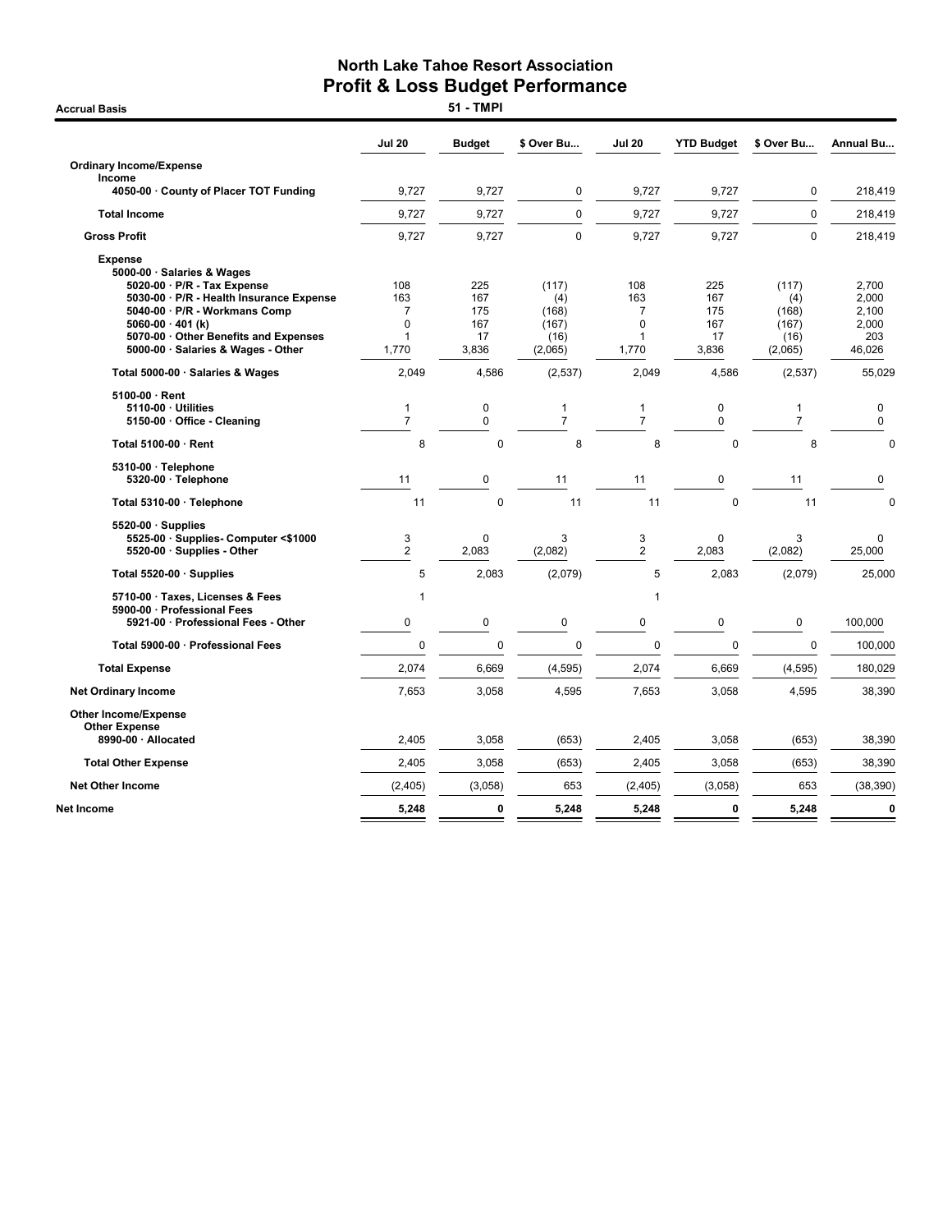# North Lake Tahoe Resort Association
## Profit & Loss Budget Performance

**Accrual Basis** — **51 - TMPI**

| | Jul 20 | Budget | $ Over Bu... | Jul 20 | YTD Budget | $ Over Bu... | Annual Bu... |
|---|---|---|---|---|---|---|---|
| **Ordinary Income/Expense** | | | | | | | |
| **Income** | | | | | | | |
| **4050-00 · County of Placer TOT Funding** | 9,727 | 9,727 | 0 | 9,727 | 9,727 | 0 | 218,419 |
| **Total Income** | 9,727 | 9,727 | 0 | 9,727 | 9,727 | 0 | 218,419 |
| **Gross Profit** | 9,727 | 9,727 | 0 | 9,727 | 9,727 | 0 | 218,419 |
| **Expense** | | | | | | | |
| **5000-00 · Salaries & Wages** | | | | | | | |
| **5020-00 · P/R - Tax Expense** | 108 | 225 | (117) | 108 | 225 | (117) | 2,700 |
| **5030-00 · P/R - Health Insurance Expense** | 163 | 167 | (4) | 163 | 167 | (4) | 2,000 |
| **5040-00 · P/R - Workmans Comp** | 7 | 175 | (168) | 7 | 175 | (168) | 2,100 |
| **5060-00 · 401 (k)** | 0 | 167 | (167) | 0 | 167 | (167) | 2,000 |
| **5070-00 · Other Benefits and Expenses** | 1 | 17 | (16) | 1 | 17 | (16) | 203 |
| **5000-00 · Salaries & Wages - Other** | 1,770 | 3,836 | (2,065) | 1,770 | 3,836 | (2,065) | 46,026 |
| **Total 5000-00 · Salaries & Wages** | 2,049 | 4,586 | (2,537) | 2,049 | 4,586 | (2,537) | 55,029 |
| **5100-00 · Rent** | | | | | | | |
| **5110-00 · Utilities** | 1 | 0 | 1 | 1 | 0 | 1 | 0 |
| **5150-00 · Office - Cleaning** | 7 | 0 | 7 | 7 | 0 | 7 | 0 |
| **Total 5100-00 · Rent** | 8 | 0 | 8 | 8 | 0 | 8 | 0 |
| **5310-00 · Telephone** | | | | | | | |
| **5320-00 · Telephone** | 11 | 0 | 11 | 11 | 0 | 11 | 0 |
| **Total 5310-00 · Telephone** | 11 | 0 | 11 | 11 | 0 | 11 | 0 |
| **5520-00 · Supplies** | | | | | | | |
| **5525-00 · Supplies- Computer <$1000** | 3 | 0 | 3 | 3 | 0 | 3 | 0 |
| **5520-00 · Supplies - Other** | 2 | 2,083 | (2,082) | 2 | 2,083 | (2,082) | 25,000 |
| **Total 5520-00 · Supplies** | 5 | 2,083 | (2,079) | 5 | 2,083 | (2,079) | 25,000 |
| **5710-00 · Taxes, Licenses & Fees** | 1 | | | 1 | | | |
| **5900-00 · Professional Fees** | | | | | | | |
| **5921-00 · Professional Fees - Other** | 0 | 0 | 0 | 0 | 0 | 0 | 100,000 |
| **Total 5900-00 · Professional Fees** | 0 | 0 | 0 | 0 | 0 | 0 | 100,000 |
| **Total Expense** | 2,074 | 6,669 | (4,595) | 2,074 | 6,669 | (4,595) | 180,029 |
| **Net Ordinary Income** | 7,653 | 3,058 | 4,595 | 7,653 | 3,058 | 4,595 | 38,390 |
| **Other Income/Expense** | | | | | | | |
| **Other Expense** | | | | | | | |
| **8990-00 · Allocated** | 2,405 | 3,058 | (653) | 2,405 | 3,058 | (653) | 38,390 |
| **Total Other Expense** | 2,405 | 3,058 | (653) | 2,405 | 3,058 | (653) | 38,390 |
| **Net Other Income** | (2,405) | (3,058) | 653 | (2,405) | (3,058) | 653 | (38,390) |
| **Net Income** | **5,248** | **0** | **5,248** | **5,248** | **0** | **5,248** | **0** |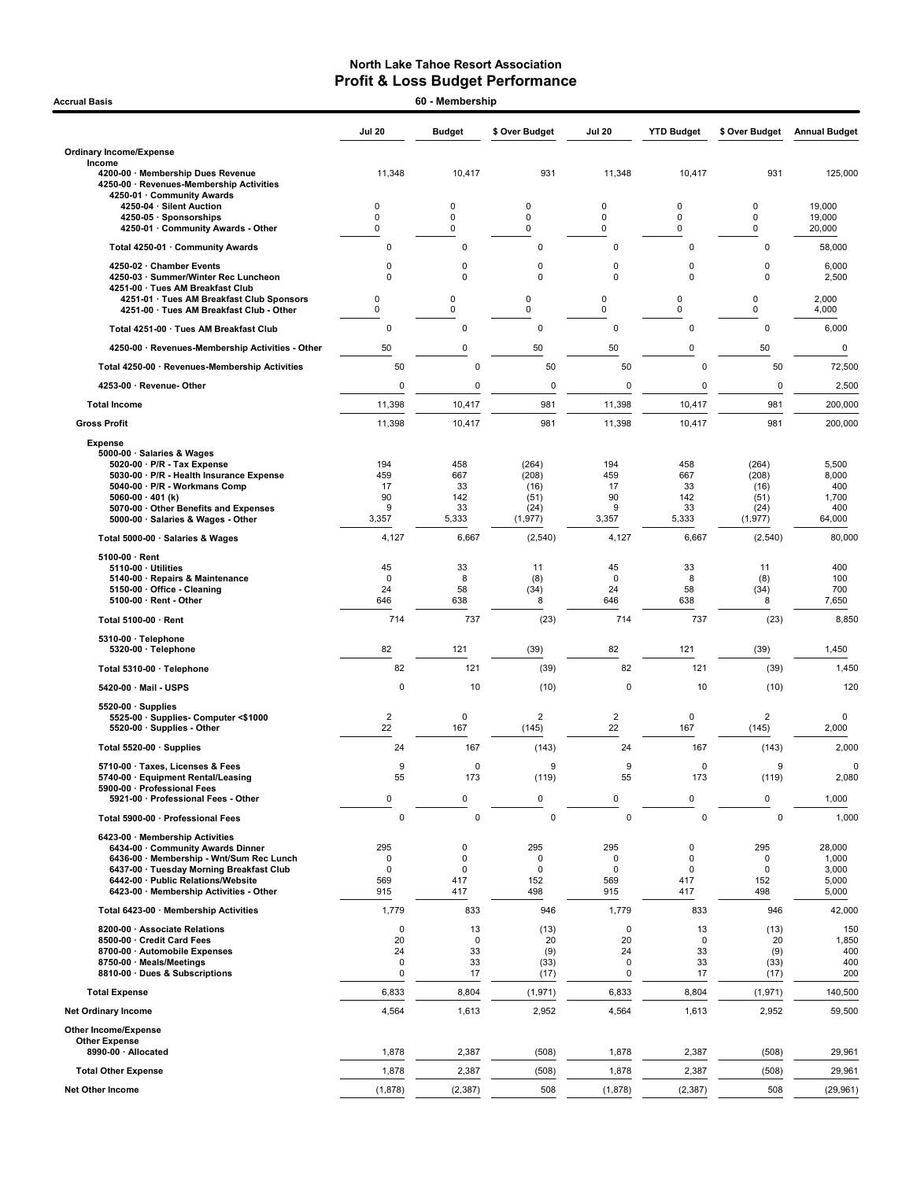# North Lake Tahoe Resort Association
## Profit & Loss Budget Performance

**Accrual Basis** — **60 - Membership**

| | Jul 20 | Budget | $ Over Budget | Jul 20 | YTD Budget | $ Over Budget | Annual Budget |
|---|---|---|---|---|---|---|---|
| **Ordinary Income/Expense** | | | | | | | |
| Income | | | | | | | |
| 4200-00 · Membership Dues Revenue | 11,348 | 10,417 | 931 | 11,348 | 10,417 | 931 | 125,000 |
| 4250-00 · Revenues-Membership Activities | | | | | | | |
| 4250-01 · Community Awards | | | | | | | |
| 4250-04 · Silent Auction | 0 | 0 | 0 | 0 | 0 | 0 | 19,000 |
| 4250-05 · Sponsorships | 0 | 0 | 0 | 0 | 0 | 0 | 19,000 |
| 4250-01 · Community Awards - Other | 0 | 0 | 0 | 0 | 0 | 0 | 20,000 |
| Total 4250-01 · Community Awards | 0 | 0 | 0 | 0 | 0 | 0 | 58,000 |
| 4250-02 · Chamber Events | 0 | 0 | 0 | 0 | 0 | 0 | 6,000 |
| 4250-03 · Summer/Winter Rec Luncheon | 0 | 0 | 0 | 0 | 0 | 0 | 2,500 |
| 4251-00 · Tues AM Breakfast Club | | | | | | | |
| 4251-01 · Tues AM Breakfast Club Sponsors | 0 | 0 | 0 | 0 | 0 | 0 | 2,000 |
| 4251-00 · Tues AM Breakfast Club - Other | 0 | 0 | 0 | 0 | 0 | 0 | 4,000 |
| Total 4251-00 · Tues AM Breakfast Club | 0 | 0 | 0 | 0 | 0 | 0 | 6,000 |
| 4250-00 · Revenues-Membership Activities - Other | 50 | 0 | 50 | 50 | 0 | 50 | 0 |
| Total 4250-00 · Revenues-Membership Activities | 50 | 0 | 50 | 50 | 0 | 50 | 72,500 |
| 4253-00 · Revenue- Other | 0 | 0 | 0 | 0 | 0 | 0 | 2,500 |
| **Total Income** | 11,398 | 10,417 | 981 | 11,398 | 10,417 | 981 | 200,000 |
| **Gross Profit** | 11,398 | 10,417 | 981 | 11,398 | 10,417 | 981 | 200,000 |
| Expense | | | | | | | |
| 5000-00 · Salaries & Wages | | | | | | | |
| 5020-00 · P/R - Tax Expense | 194 | 458 | (264) | 194 | 458 | (264) | 5,500 |
| 5030-00 · P/R - Health Insurance Expense | 459 | 667 | (208) | 459 | 667 | (208) | 8,000 |
| 5040-00 · P/R - Workmans Comp | 17 | 33 | (16) | 17 | 33 | (16) | 400 |
| 5060-00 · 401 (k) | 90 | 142 | (51) | 90 | 142 | (51) | 1,700 |
| 5070-00 · Other Benefits and Expenses | 9 | 33 | (24) | 9 | 33 | (24) | 400 |
| 5000-00 · Salaries & Wages - Other | 3,357 | 5,333 | (1,977) | 3,357 | 5,333 | (1,977) | 64,000 |
| Total 5000-00 · Salaries & Wages | 4,127 | 6,667 | (2,540) | 4,127 | 6,667 | (2,540) | 80,000 |
| 5100-00 · Rent | | | | | | | |
| 5110-00 · Utilities | 45 | 33 | 11 | 45 | 33 | 11 | 400 |
| 5140-00 · Repairs & Maintenance | 0 | 8 | (8) | 0 | 8 | (8) | 100 |
| 5150-00 · Office - Cleaning | 24 | 58 | (34) | 24 | 58 | (34) | 700 |
| 5100-00 · Rent - Other | 646 | 638 | 8 | 646 | 638 | 8 | 7,650 |
| Total 5100-00 · Rent | 714 | 737 | (23) | 714 | 737 | (23) | 8,850 |
| 5310-00 · Telephone | | | | | | | |
| 5320-00 · Telephone | 82 | 121 | (39) | 82 | 121 | (39) | 1,450 |
| Total 5310-00 · Telephone | 82 | 121 | (39) | 82 | 121 | (39) | 1,450 |
| 5420-00 · Mail - USPS | 0 | 10 | (10) | 0 | 10 | (10) | 120 |
| 5520-00 · Supplies | | | | | | | |
| 5525-00 · Supplies- Computer <$1000 | 2 | 0 | 2 | 2 | 0 | 2 | 0 |
| 5520-00 · Supplies - Other | 22 | 167 | (145) | 22 | 167 | (145) | 2,000 |
| Total 5520-00 · Supplies | 24 | 167 | (143) | 24 | 167 | (143) | 2,000 |
| 5710-00 · Taxes, Licenses & Fees | 9 | 0 | 9 | 9 | 0 | 9 | 0 |
| 5740-00 · Equipment Rental/Leasing | 55 | 173 | (119) | 55 | 173 | (119) | 2,080 |
| 5900-00 · Professional Fees | | | | | | | |
| 5921-00 · Professional Fees - Other | 0 | 0 | 0 | 0 | 0 | 0 | 1,000 |
| Total 5900-00 · Professional Fees | 0 | 0 | 0 | 0 | 0 | 0 | 1,000 |
| 6423-00 · Membership Activities | | | | | | | |
| 6434-00 · Community Awards Dinner | 295 | 0 | 295 | 295 | 0 | 295 | 28,000 |
| 6436-00 · Membership - Wnt/Sum Rec Lunch | 0 | 0 | 0 | 0 | 0 | 0 | 1,000 |
| 6437-00 · Tuesday Morning Breakfast Club | 0 | 0 | 0 | 0 | 0 | 0 | 3,000 |
| 6442-00 · Public Relations/Website | 569 | 417 | 152 | 569 | 417 | 152 | 5,000 |
| 6423-00 · Membership Activities - Other | 915 | 417 | 498 | 915 | 417 | 498 | 5,000 |
| Total 6423-00 · Membership Activities | 1,779 | 833 | 946 | 1,779 | 833 | 946 | 42,000 |
| 8200-00 · Associate Relations | 0 | 13 | (13) | 0 | 13 | (13) | 150 |
| 8500-00 · Credit Card Fees | 20 | 0 | 20 | 20 | 0 | 20 | 1,850 |
| 8700-00 · Automobile Expenses | 24 | 33 | (9) | 24 | 33 | (9) | 400 |
| 8750-00 · Meals/Meetings | 0 | 33 | (33) | 0 | 33 | (33) | 400 |
| 8810-00 · Dues & Subscriptions | 0 | 17 | (17) | 0 | 17 | (17) | 200 |
| **Total Expense** | 6,833 | 8,804 | (1,971) | 6,833 | 8,804 | (1,971) | 140,500 |
| **Net Ordinary Income** | 4,564 | 1,613 | 2,952 | 4,564 | 1,613 | 2,952 | 59,500 |
| **Other Income/Expense** | | | | | | | |
| Other Expense | | | | | | | |
| 8990-00 · Allocated | 1,878 | 2,387 | (508) | 1,878 | 2,387 | (508) | 29,961 |
| **Total Other Expense** | 1,878 | 2,387 | (508) | 1,878 | 2,387 | (508) | 29,961 |
| **Net Other Income** | (1,878) | (2,387) | 508 | (1,878) | (2,387) | 508 | (29,961) |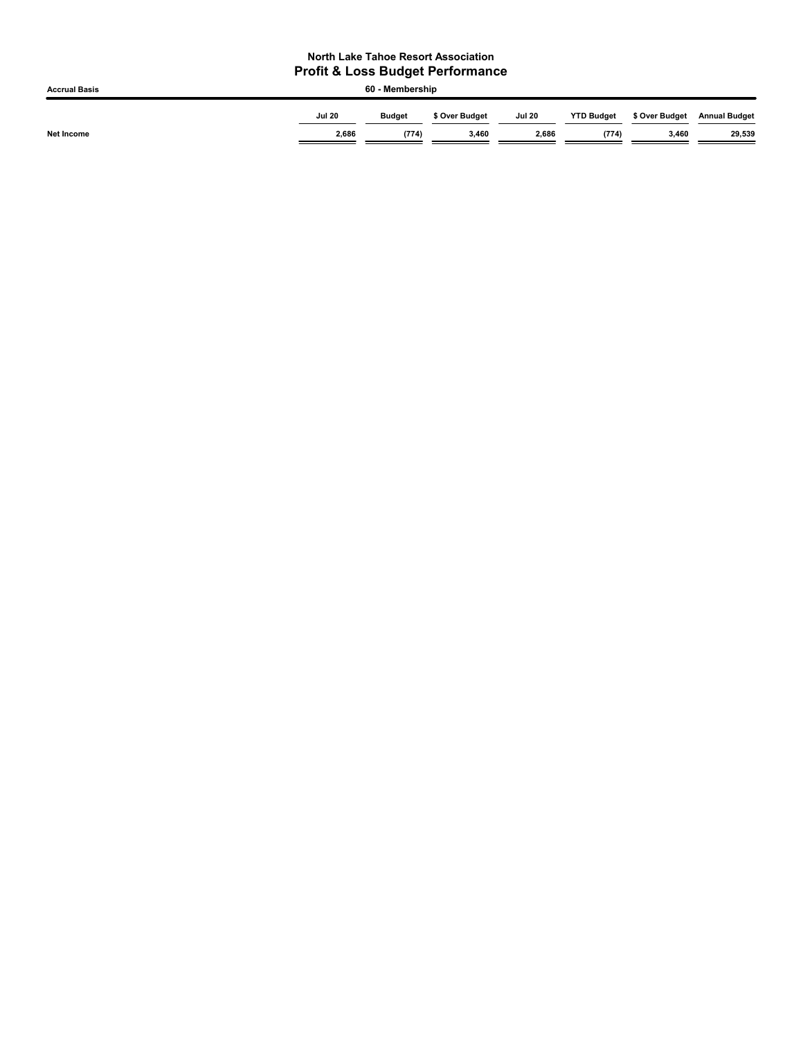**North Lake Tahoe Resort Association**

# Profit & Loss Budget Performance

**Accrual Basis** — **60 - Membership**

| | Jul 20 | Budget | $ Over Budget | Jul 20 | YTD Budget | $ Over Budget | Annual Budget |
|---|---|---|---|---|---|---|---|
| **Net Income** | **2,686** | **(774)** | **3,460** | **2,686** | **(774)** | **3,460** | **29,539** |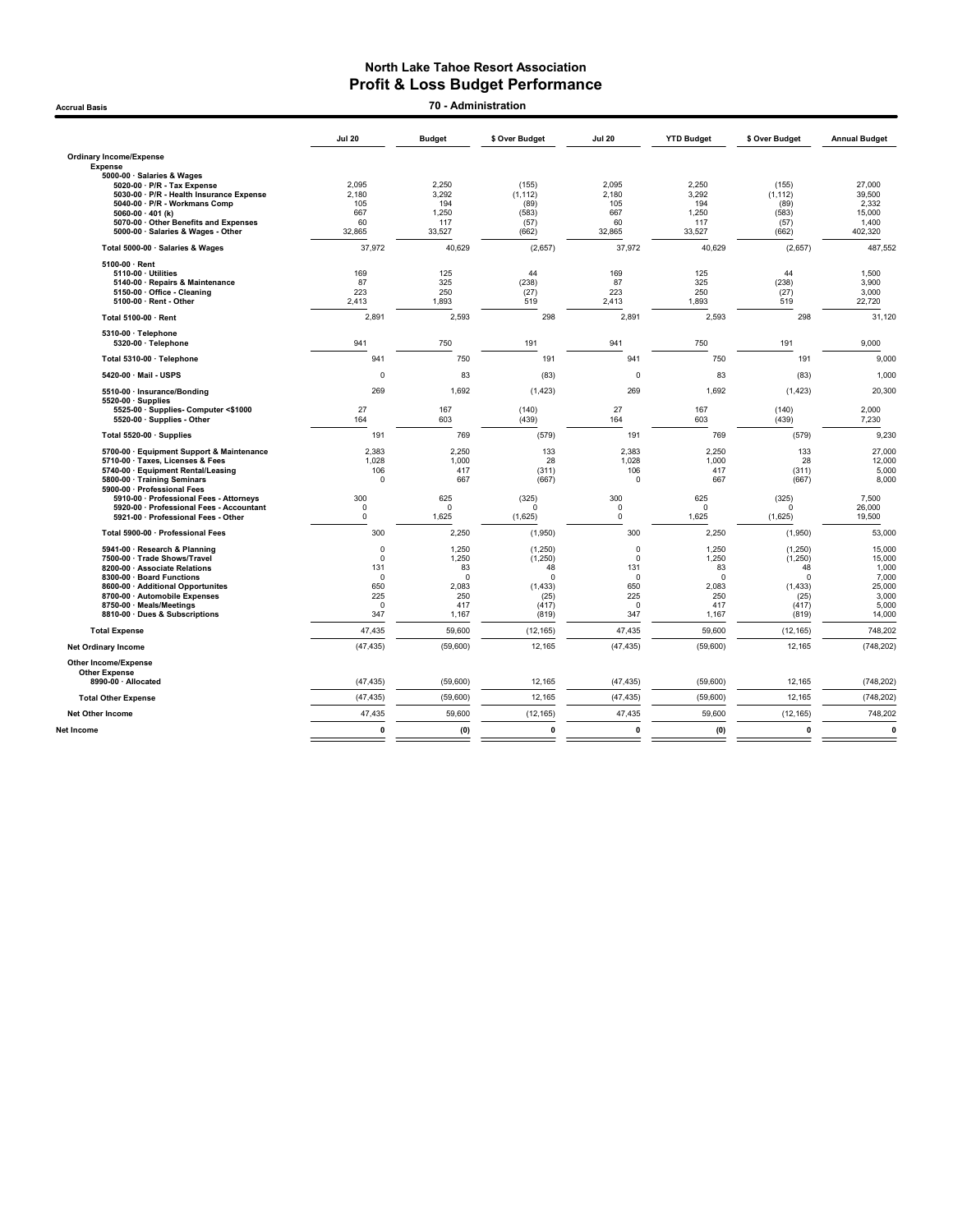# North Lake Tahoe Resort Association
## Profit & Loss Budget Performance

**Accrual Basis**

**70 - Administration**

| | Jul 20 | Budget | $ Over Budget | Jul 20 | YTD Budget | $ Over Budget | Annual Budget |
|---|---|---|---|---|---|---|---|
| **Ordinary Income/Expense** | | | | | | | |
| **Expense** | | | | | | | |
| **5000-00 · Salaries & Wages** | | | | | | | |
| 5020-00 · P/R - Tax Expense | 2,095 | 2,250 | (155) | 2,095 | 2,250 | (155) | 27,000 |
| 5030-00 · P/R - Health Insurance Expense | 2,180 | 3,292 | (1,112) | 2,180 | 3,292 | (1,112) | 39,500 |
| 5040-00 · P/R - Workmans Comp | 105 | 194 | (89) | 105 | 194 | (89) | 2,332 |
| 5060-00 · 401 (k) | 667 | 1,250 | (583) | 667 | 1,250 | (583) | 15,000 |
| 5070-00 · Other Benefits and Expenses | 60 | 117 | (57) | 60 | 117 | (57) | 1,400 |
| 5000-00 · Salaries & Wages - Other | 32,865 | 33,527 | (662) | 32,865 | 33,527 | (662) | 402,320 |
| **Total 5000-00 · Salaries & Wages** | 37,972 | 40,629 | (2,657) | 37,972 | 40,629 | (2,657) | 487,552 |
| **5100-00 · Rent** | | | | | | | |
| 5110-00 · Utilities | 169 | 125 | 44 | 169 | 125 | 44 | 1,500 |
| 5140-00 · Repairs & Maintenance | 87 | 325 | (238) | 87 | 325 | (238) | 3,900 |
| 5150-00 · Office - Cleaning | 223 | 250 | (27) | 223 | 250 | (27) | 3,000 |
| 5100-00 · Rent - Other | 2,413 | 1,893 | 519 | 2,413 | 1,893 | 519 | 22,720 |
| **Total 5100-00 · Rent** | 2,891 | 2,593 | 298 | 2,891 | 2,593 | 298 | 31,120 |
| **5310-00 · Telephone** | | | | | | | |
| 5320-00 · Telephone | 941 | 750 | 191 | 941 | 750 | 191 | 9,000 |
| **Total 5310-00 · Telephone** | 941 | 750 | 191 | 941 | 750 | 191 | 9,000 |
| **5420-00 · Mail - USPS** | 0 | 83 | (83) | 0 | 83 | (83) | 1,000 |
| **5510-00 · Insurance/Bonding** | 269 | 1,692 | (1,423) | 269 | 1,692 | (1,423) | 20,300 |
| **5520-00 · Supplies** | | | | | | | |
| 5525-00 · Supplies- Computer <$1000 | 27 | 167 | (140) | 27 | 167 | (140) | 2,000 |
| 5520-00 · Supplies - Other | 164 | 603 | (439) | 164 | 603 | (439) | 7,230 |
| **Total 5520-00 · Supplies** | 191 | 769 | (579) | 191 | 769 | (579) | 9,230 |
| **5700-00 · Equipment Support & Maintenance** | 2,383 | 2,250 | 133 | 2,383 | 2,250 | 133 | 27,000 |
| **5710-00 · Taxes, Licenses & Fees** | 1,028 | 1,000 | 28 | 1,028 | 1,000 | 28 | 12,000 |
| **5740-00 · Equipment Rental/Leasing** | 106 | 417 | (311) | 106 | 417 | (311) | 5,000 |
| **5800-00 · Training Seminars** | 0 | 667 | (667) | 0 | 667 | (667) | 8,000 |
| **5900-00 · Professional Fees** | | | | | | | |
| 5910-00 · Professional Fees - Attorneys | 300 | 625 | (325) | 300 | 625 | (325) | 7,500 |
| 5920-00 · Professional Fees - Accountant | 0 | 0 | 0 | 0 | 0 | 0 | 26,000 |
| 5921-00 · Professional Fees - Other | 0 | 1,625 | (1,625) | 0 | 1,625 | (1,625) | 19,500 |
| **Total 5900-00 · Professional Fees** | 300 | 2,250 | (1,950) | 300 | 2,250 | (1,950) | 53,000 |
| **5941-00 · Research & Planning** | 0 | 1,250 | (1,250) | 0 | 1,250 | (1,250) | 15,000 |
| **7500-00 · Trade Shows/Travel** | 0 | 1,250 | (1,250) | 0 | 1,250 | (1,250) | 15,000 |
| **8200-00 · Associate Relations** | 131 | 83 | 48 | 131 | 83 | 48 | 1,000 |
| **8300-00 · Board Functions** | 0 | 0 | 0 | 0 | 0 | 0 | 7,000 |
| **8600-00 · Additional Opportunites** | 650 | 2,083 | (1,433) | 650 | 2,083 | (1,433) | 25,000 |
| **8700-00 · Automobile Expenses** | 225 | 250 | (25) | 225 | 250 | (25) | 3,000 |
| **8750-00 · Meals/Meetings** | 0 | 417 | (417) | 0 | 417 | (417) | 5,000 |
| **8810-00 · Dues & Subscriptions** | 347 | 1,167 | (819) | 347 | 1,167 | (819) | 14,000 |
| **Total Expense** | 47,435 | 59,600 | (12,165) | 47,435 | 59,600 | (12,165) | 748,202 |
| **Net Ordinary Income** | (47,435) | (59,600) | 12,165 | (47,435) | (59,600) | 12,165 | (748,202) |
| **Other Income/Expense** | | | | | | | |
| **Other Expense** | | | | | | | |
| 8990-00 · Allocated | (47,435) | (59,600) | 12,165 | (47,435) | (59,600) | 12,165 | (748,202) |
| **Total Other Expense** | (47,435) | (59,600) | 12,165 | (47,435) | (59,600) | 12,165 | (748,202) |
| **Net Other Income** | 47,435 | 59,600 | (12,165) | 47,435 | 59,600 | (12,165) | 748,202 |
| **Net Income** | 0 | (0) | 0 | 0 | (0) | 0 | 0 |